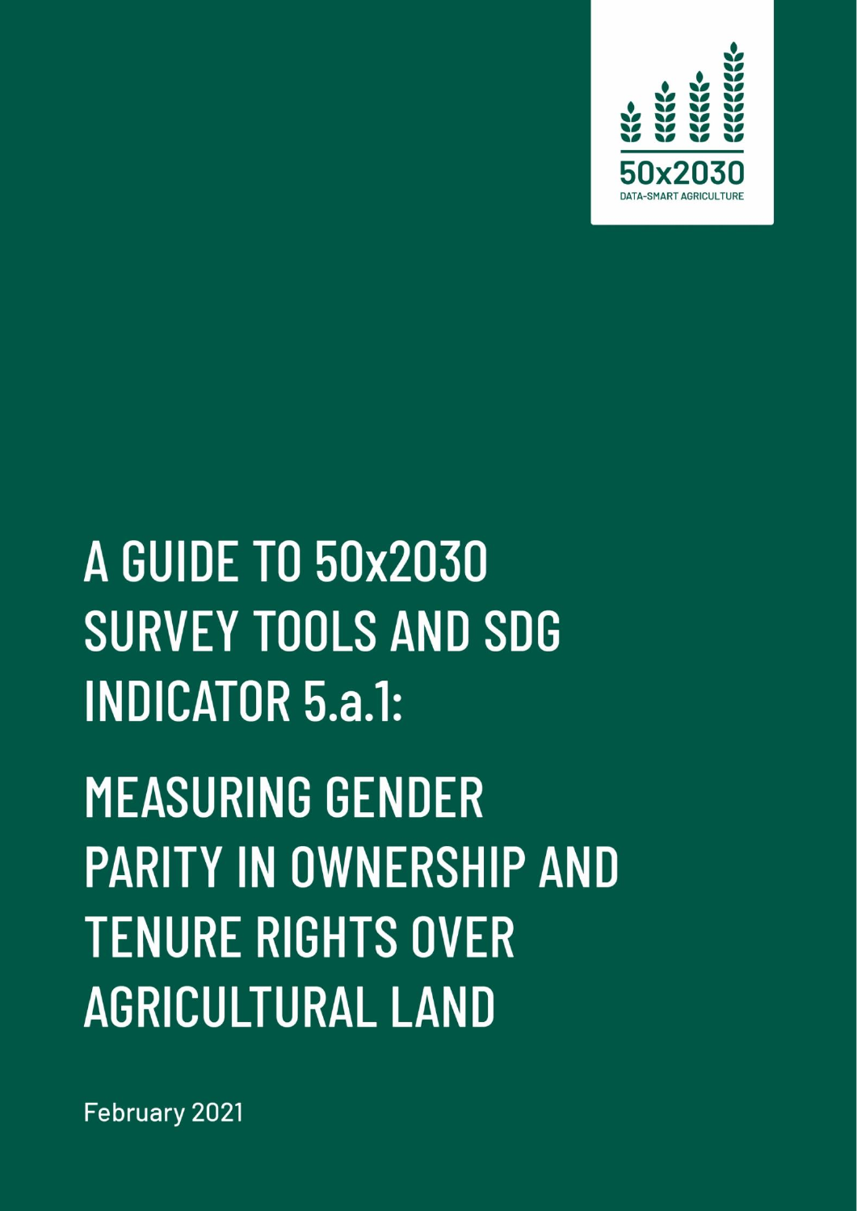50x2030

DATA-SMART AGRICULTURE

# A GUIDE TO 50x2030 SURVEY TOOLS AND SDG INDICATOR 5.a.1:

# MEASURING GENDER PARITY IN OWNERSHIP AND TENURE RIGHTS OVER AGRICULTURAL LAND

February 2021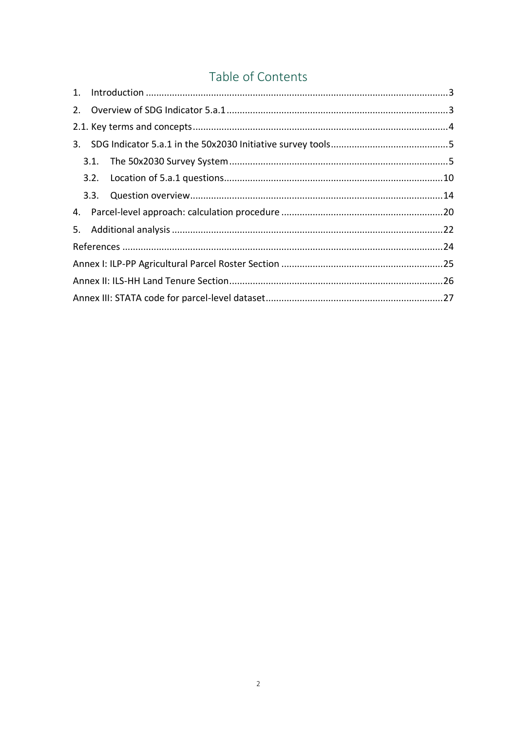# Table of Contents

1. Introduction ........................................................................................................3
2. Overview of SDG Indicator 5.a.1 ..........................................................................3

2.1. Key terms and concepts .....................................................................................4

3. SDG Indicator 5.a.1 in the 50x2030 Initiative survey tools ..........................................5
   - 3.1. The 50x2030 Survey System .........................................................................5
   - 3.2. Location of 5.a.1 questions ..........................................................................10
   - 3.3. Question overview .......................................................................................14
4. Parcel-level approach: calculation procedure .........................................................20
5. Additional analysis ...............................................................................................22

References ...............................................................................................................24

Annex I: ILP-PP Agricultural Parcel Roster Section ......................................................25

Annex II: ILS-HH Land Tenure Section .........................................................................26

Annex III: STATA code for parcel-level dataset ............................................................27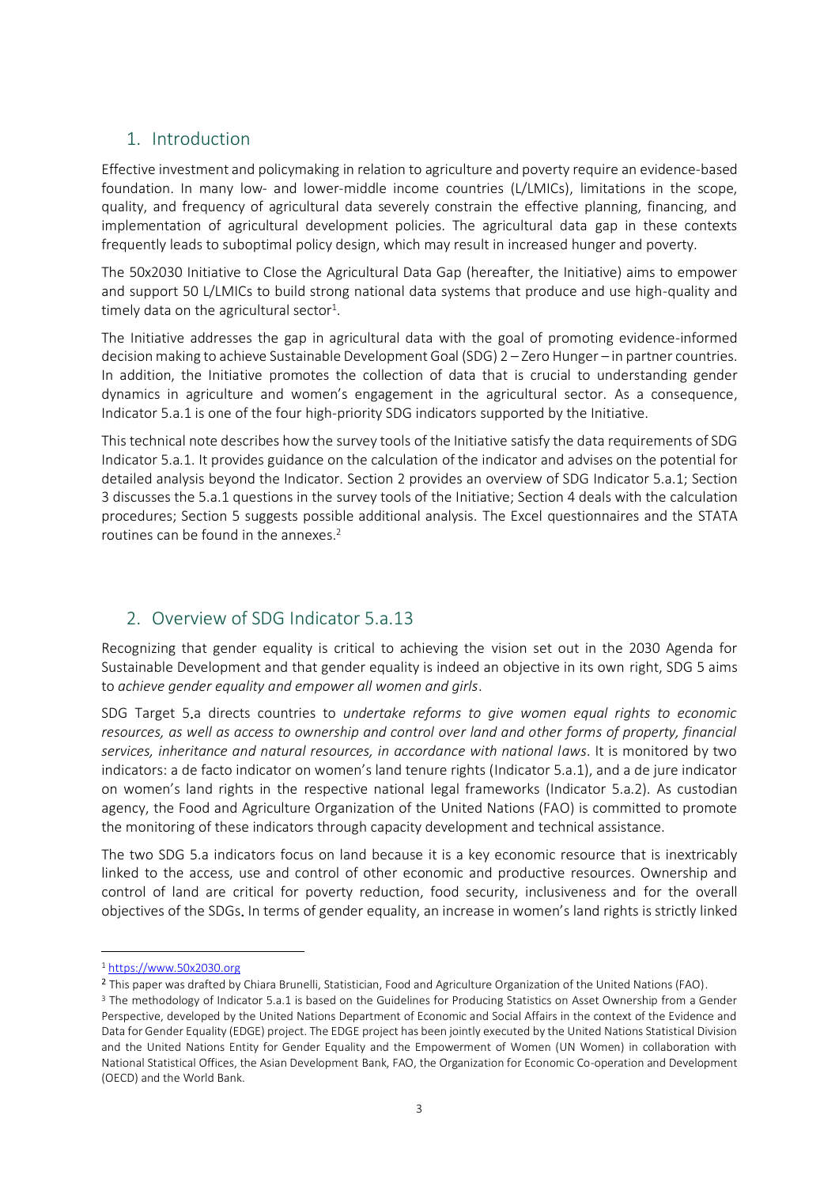## 1. Introduction

Effective investment and policymaking in relation to agriculture and poverty require an evidence-based foundation. In many low- and lower-middle income countries (L/LMICs), limitations in the scope, quality, and frequency of agricultural data severely constrain the effective planning, financing, and implementation of agricultural development policies. The agricultural data gap in these contexts frequently leads to suboptimal policy design, which may result in increased hunger and poverty.

The 50x2030 Initiative to Close the Agricultural Data Gap (hereafter, the Initiative) aims to empower and support 50 L/LMICs to build strong national data systems that produce and use high-quality and timely data on the agricultural sector[1].

The Initiative addresses the gap in agricultural data with the goal of promoting evidence-informed decision making to achieve Sustainable Development Goal (SDG) 2 – Zero Hunger – in partner countries. In addition, the Initiative promotes the collection of data that is crucial to understanding gender dynamics in agriculture and women's engagement in the agricultural sector. As a consequence, Indicator 5.a.1 is one of the four high-priority SDG indicators supported by the Initiative.

This technical note describes how the survey tools of the Initiative satisfy the data requirements of SDG Indicator 5.a.1. It provides guidance on the calculation of the indicator and advises on the potential for detailed analysis beyond the Indicator. Section 2 provides an overview of SDG Indicator 5.a.1; Section 3 discusses the 5.a.1 questions in the survey tools of the Initiative; Section 4 deals with the calculation procedures; Section 5 suggests possible additional analysis. The Excel questionnaires and the STATA routines can be found in the annexes.[2]

## 2. Overview of SDG Indicator 5.a.1[3]

Recognizing that gender equality is critical to achieving the vision set out in the 2030 Agenda for Sustainable Development and that gender equality is indeed an objective in its own right, SDG 5 aims to *achieve gender equality and empower all women and girls*.

SDG Target 5.a directs countries to *undertake reforms to give women equal rights to economic resources, as well as access to ownership and control over land and other forms of property, financial services, inheritance and natural resources, in accordance with national laws*. It is monitored by two indicators: a de facto indicator on women's land tenure rights (Indicator 5.a.1), and a de jure indicator on women's land rights in the respective national legal frameworks (Indicator 5.a.2). As custodian agency, the Food and Agriculture Organization of the United Nations (FAO) is committed to promote the monitoring of these indicators through capacity development and technical assistance.

The two SDG 5.a indicators focus on land because it is a key economic resource that is inextricably linked to the access, use and control of other economic and productive resources. Ownership and control of land are critical for poverty reduction, food security, inclusiveness and for the overall objectives of the SDGs. In terms of gender equality, an increase in women's land rights is strictly linked

---

[1] https://www.50x2030.org

[2] This paper was drafted by Chiara Brunelli, Statistician, Food and Agriculture Organization of the United Nations (FAO).

[3] The methodology of Indicator 5.a.1 is based on the Guidelines for Producing Statistics on Asset Ownership from a Gender Perspective, developed by the United Nations Department of Economic and Social Affairs in the context of the Evidence and Data for Gender Equality (EDGE) project. The EDGE project has been jointly executed by the United Nations Statistical Division and the United Nations Entity for Gender Equality and the Empowerment of Women (UN Women) in collaboration with National Statistical Offices, the Asian Development Bank, FAO, the Organization for Economic Co-operation and Development (OECD) and the World Bank.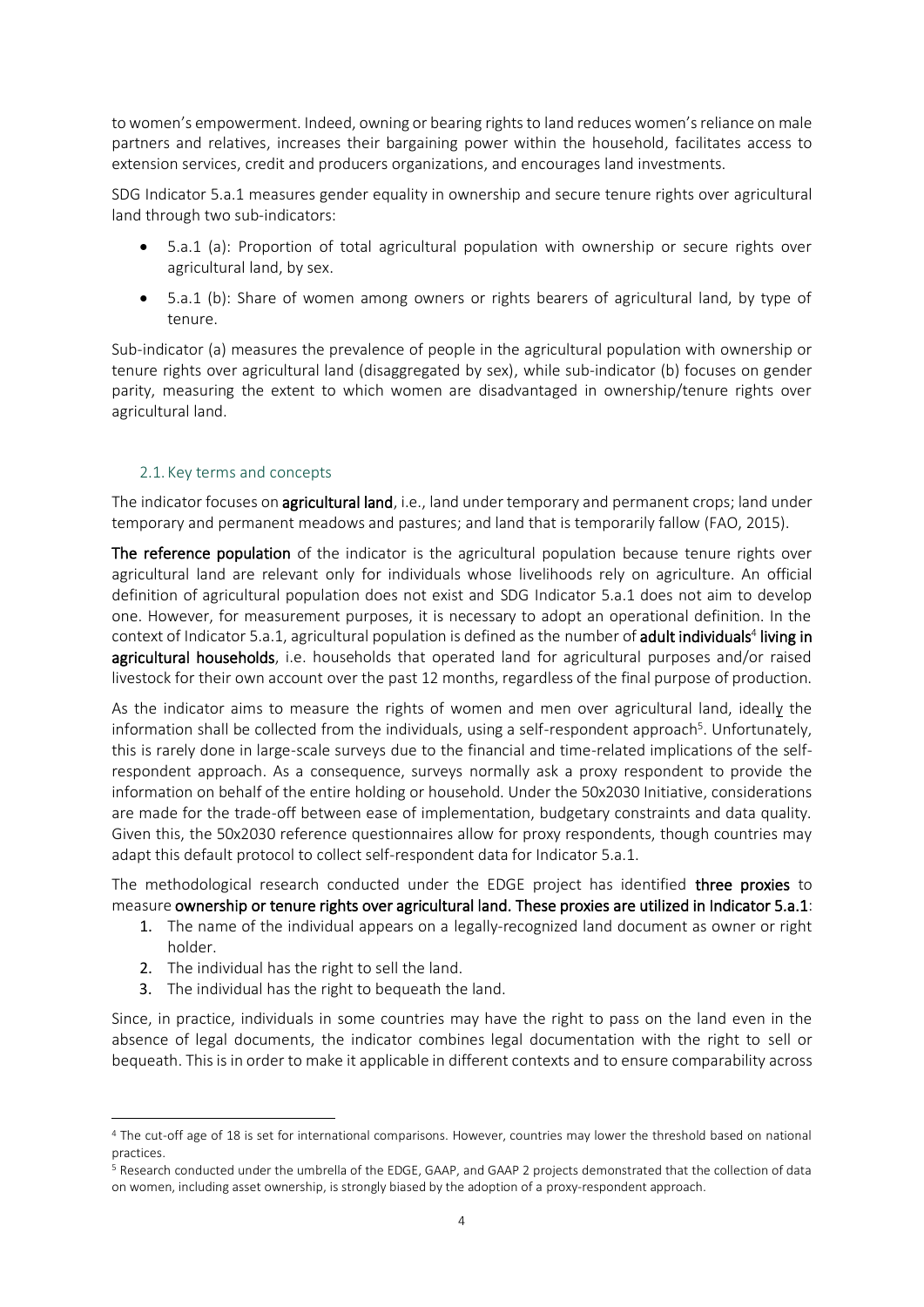to women's empowerment. Indeed, owning or bearing rights to land reduces women's reliance on male partners and relatives, increases their bargaining power within the household, facilitates access to extension services, credit and producers organizations, and encourages land investments.

SDG Indicator 5.a.1 measures gender equality in ownership and secure tenure rights over agricultural land through two sub-indicators:

- 5.a.1 (a): Proportion of total agricultural population with ownership or secure rights over agricultural land, by sex.
- 5.a.1 (b): Share of women among owners or rights bearers of agricultural land, by type of tenure.

Sub-indicator (a) measures the prevalence of people in the agricultural population with ownership or tenure rights over agricultural land (disaggregated by sex), while sub-indicator (b) focuses on gender parity, measuring the extent to which women are disadvantaged in ownership/tenure rights over agricultural land.

## 2.1. Key terms and concepts

The indicator focuses on **agricultural land**, i.e., land under temporary and permanent crops; land under temporary and permanent meadows and pastures; and land that is temporarily fallow (FAO, 2015).

**The reference population** of the indicator is the agricultural population because tenure rights over agricultural land are relevant only for individuals whose livelihoods rely on agriculture. An official definition of agricultural population does not exist and SDG Indicator 5.a.1 does not aim to develop one. However, for measurement purposes, it is necessary to adopt an operational definition. In the context of Indicator 5.a.1, agricultural population is defined as the number of **adult individuals**[4] **living in agricultural households**, i.e. households that operated land for agricultural purposes and/or raised livestock for their own account over the past 12 months, regardless of the final purpose of production.

As the indicator aims to measure the rights of women and men over agricultural land, ideally the information shall be collected from the individuals, using a self-respondent approach[5]. Unfortunately, this is rarely done in large-scale surveys due to the financial and time-related implications of the self-respondent approach. As a consequence, surveys normally ask a proxy respondent to provide the information on behalf of the entire holding or household. Under the 50x2030 Initiative, considerations are made for the trade-off between ease of implementation, budgetary constraints and data quality. Given this, the 50x2030 reference questionnaires allow for proxy respondents, though countries may adapt this default protocol to collect self-respondent data for Indicator 5.a.1.

The methodological research conducted under the EDGE project has identified **three proxies** to measure **ownership or tenure rights over agricultural land. These proxies are utilized in Indicator 5.a.1**:

1. The name of the individual appears on a legally-recognized land document as owner or right holder.
2. The individual has the right to sell the land.
3. The individual has the right to bequeath the land.

Since, in practice, individuals in some countries may have the right to pass on the land even in the absence of legal documents, the indicator combines legal documentation with the right to sell or bequeath. This is in order to make it applicable in different contexts and to ensure comparability across

---

[4] The cut-off age of 18 is set for international comparisons. However, countries may lower the threshold based on national practices.

[5] Research conducted under the umbrella of the EDGE, GAAP, and GAAP 2 projects demonstrated that the collection of data on women, including asset ownership, is strongly biased by the adoption of a proxy-respondent approach.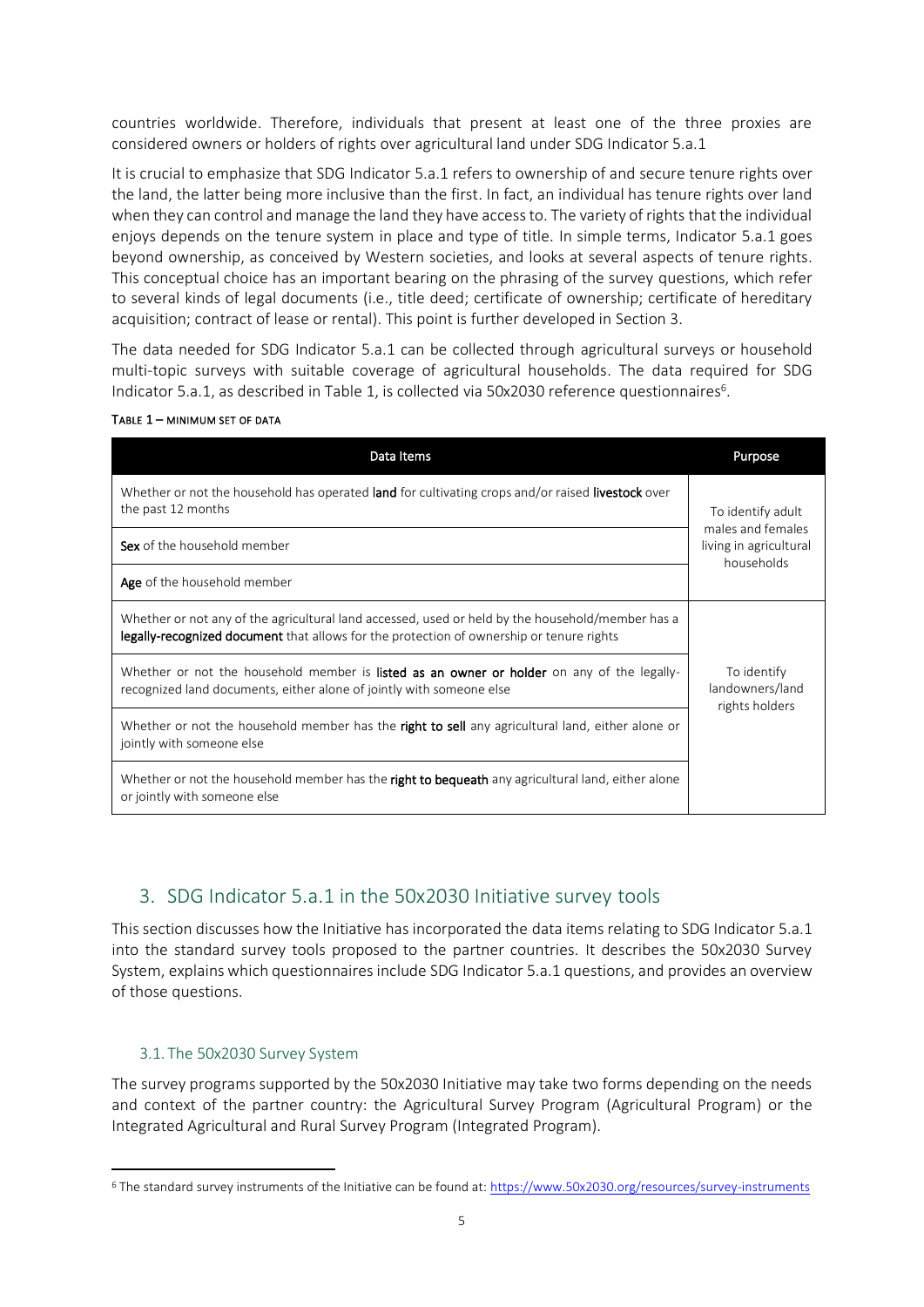countries worldwide. Therefore, individuals that present at least one of the three proxies are considered owners or holders of rights over agricultural land under SDG Indicator 5.a.1

It is crucial to emphasize that SDG Indicator 5.a.1 refers to ownership of and secure tenure rights over the land, the latter being more inclusive than the first. In fact, an individual has tenure rights over land when they can control and manage the land they have access to. The variety of rights that the individual enjoys depends on the tenure system in place and type of title. In simple terms, Indicator 5.a.1 goes beyond ownership, as conceived by Western societies, and looks at several aspects of tenure rights. This conceptual choice has an important bearing on the phrasing of the survey questions, which refer to several kinds of legal documents (i.e., title deed; certificate of ownership; certificate of hereditary acquisition; contract of lease or rental). This point is further developed in Section 3.

The data needed for SDG Indicator 5.a.1 can be collected through agricultural surveys or household multi-topic surveys with suitable coverage of agricultural households. The data required for SDG Indicator 5.a.1, as described in Table 1, is collected via 50x2030 reference questionnaires[6].

TABLE 1 – MINIMUM SET OF DATA

| Data Items | Purpose |
|---|---|
| Whether or not the household has operated **land** for cultivating crops and/or raised **livestock** over the past 12 months | To identify adult males and females living in agricultural households |
| **Sex** of the household member | |
| **Age** of the household member | |
| Whether or not any of the agricultural land accessed, used or held by the household/member has a **legally-recognized document** that allows for the protection of ownership or tenure rights | To identify landowners/land rights holders |
| Whether or not the household member is **listed as an owner or holder** on any of the legally-recognized land documents, either alone of jointly with someone else | |
| Whether or not the household member has the **right to sell** any agricultural land, either alone or jointly with someone else | |
| Whether or not the household member has the **right to bequeath** any agricultural land, either alone or jointly with someone else | |

## 3. SDG Indicator 5.a.1 in the 50x2030 Initiative survey tools

This section discusses how the Initiative has incorporated the data items relating to SDG Indicator 5.a.1 into the standard survey tools proposed to the partner countries. It describes the 50x2030 Survey System, explains which questionnaires include SDG Indicator 5.a.1 questions, and provides an overview of those questions.

### 3.1. The 50x2030 Survey System

The survey programs supported by the 50x2030 Initiative may take two forms depending on the needs and context of the partner country: the Agricultural Survey Program (Agricultural Program) or the Integrated Agricultural and Rural Survey Program (Integrated Program).

[6] The standard survey instruments of the Initiative can be found at: https://www.50x2030.org/resources/survey-instruments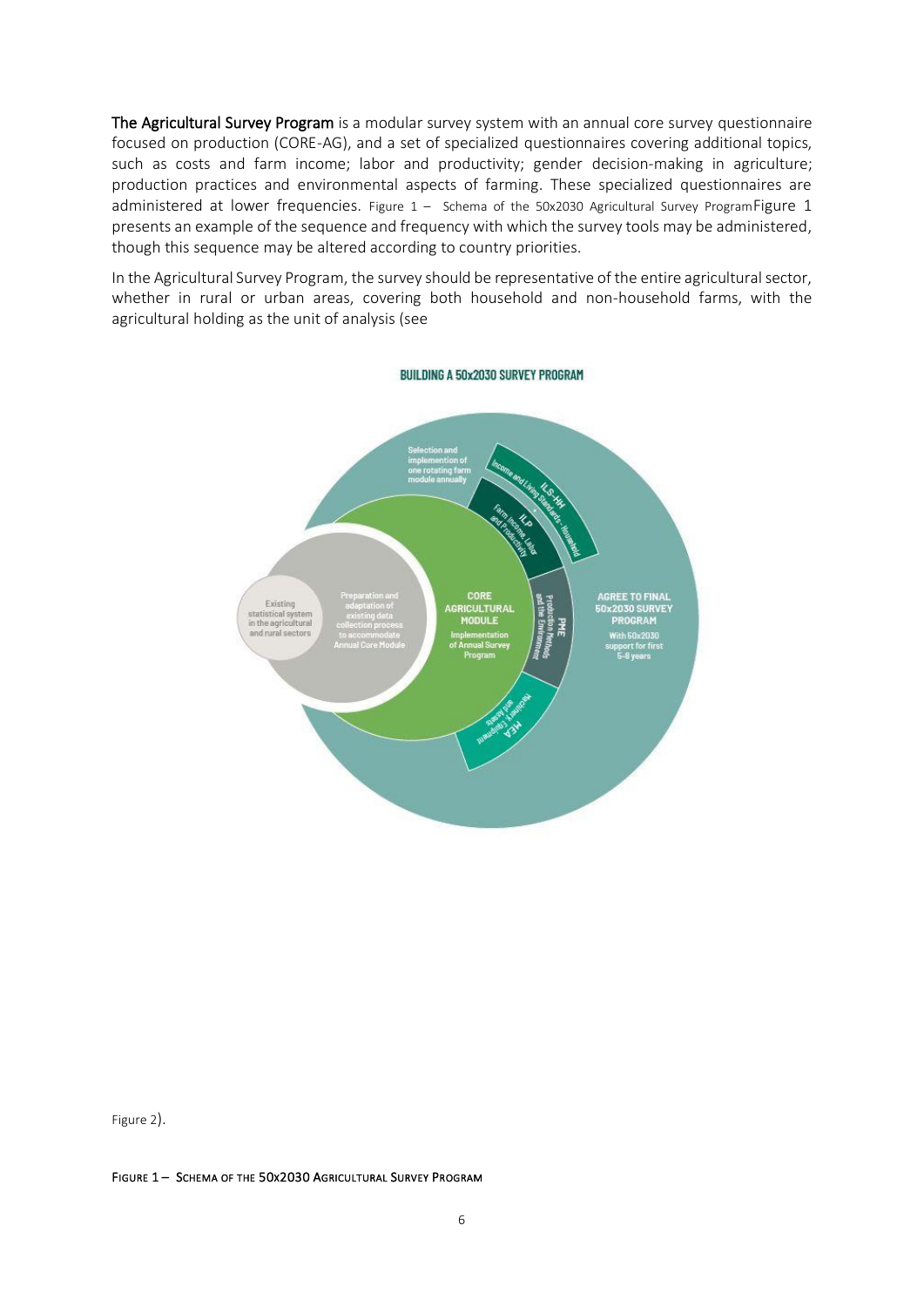**The Agricultural Survey Program** is a modular survey system with an annual core survey questionnaire focused on production (CORE-AG), and a set of specialized questionnaires covering additional topics, such as costs and farm income; labor and productivity; gender decision-making in agriculture; production practices and environmental aspects of farming. These specialized questionnaires are administered at lower frequencies. Figure 1 – Schema of the 50x2030 Agricultural Survey ProgramFigure 1 presents an example of the sequence and frequency with which the survey tools may be administered, though this sequence may be altered according to country priorities.

In the Agricultural Survey Program, the survey should be representative of the entire agricultural sector, whether in rural or urban areas, covering both household and non-household farms, with the agricultural holding as the unit of analysis (see

Figure 2).

FIGURE 1 – SCHEMA OF THE 50x2030 AGRICULTURAL SURVEY PROGRAM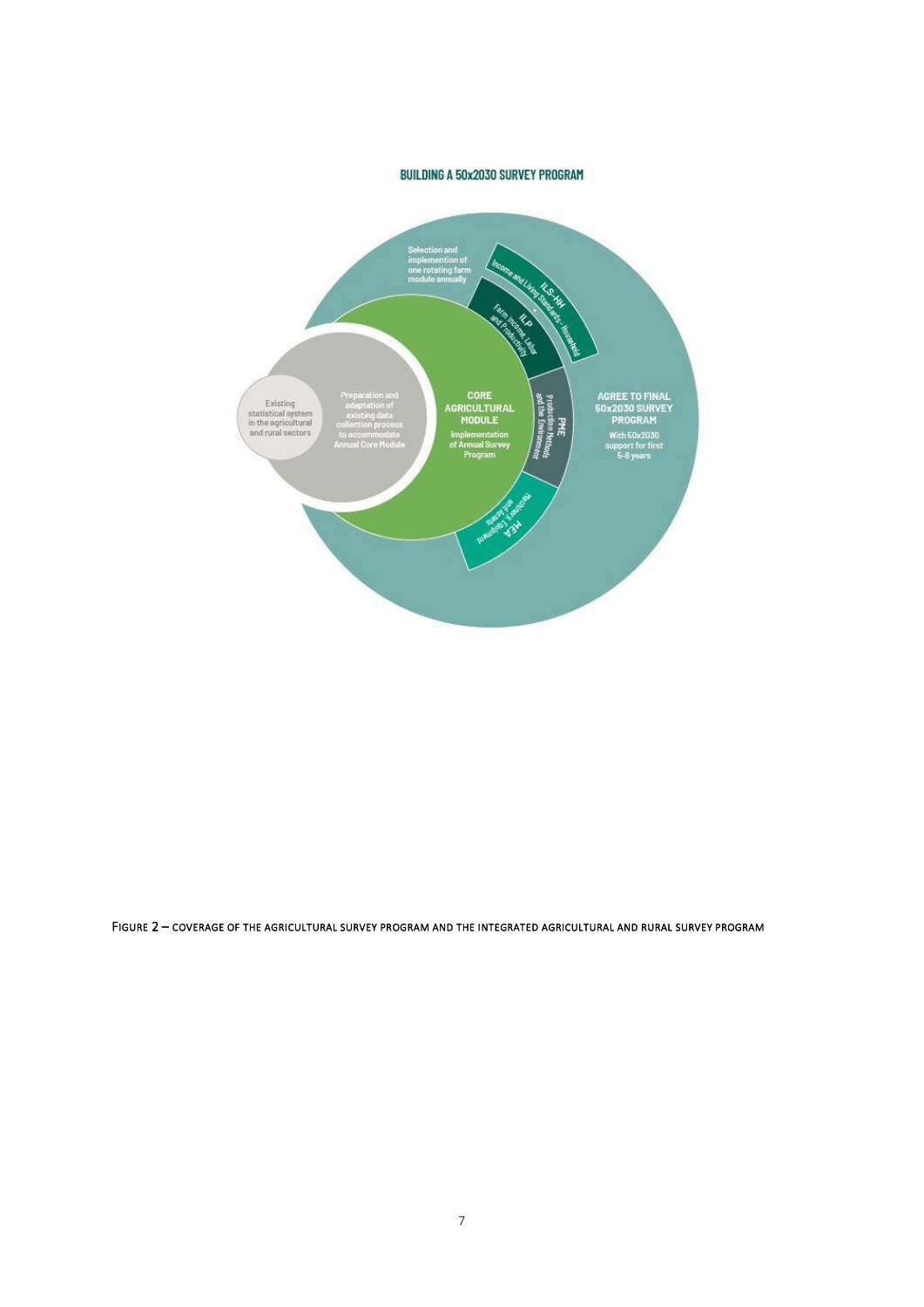BUILDING A 50x2030 SURVEY PROGRAM

Existing statistical system in the agricultural and rural sectors

Preparation and adaptation of existing data collection process to accommodate Annual Core Module

CORE AGRICULTURAL MODULE

Implementation of Annual Survey Program

Selection and implemention of one rotating farm module annually

ILS-HH
Income and Living Standards - Household

ILP
Farm Income, Labor and Productivity

PME
Production Methods and the Environment

MEA
Machinery, Equipment and Assets

AGREE TO FINAL 50x2030 SURVEY PROGRAM

With 50x2030 support for first 5-8 years

FIGURE 2 – COVERAGE OF THE AGRICULTURAL SURVEY PROGRAM AND THE INTEGRATED AGRICULTURAL AND RURAL SURVEY PROGRAM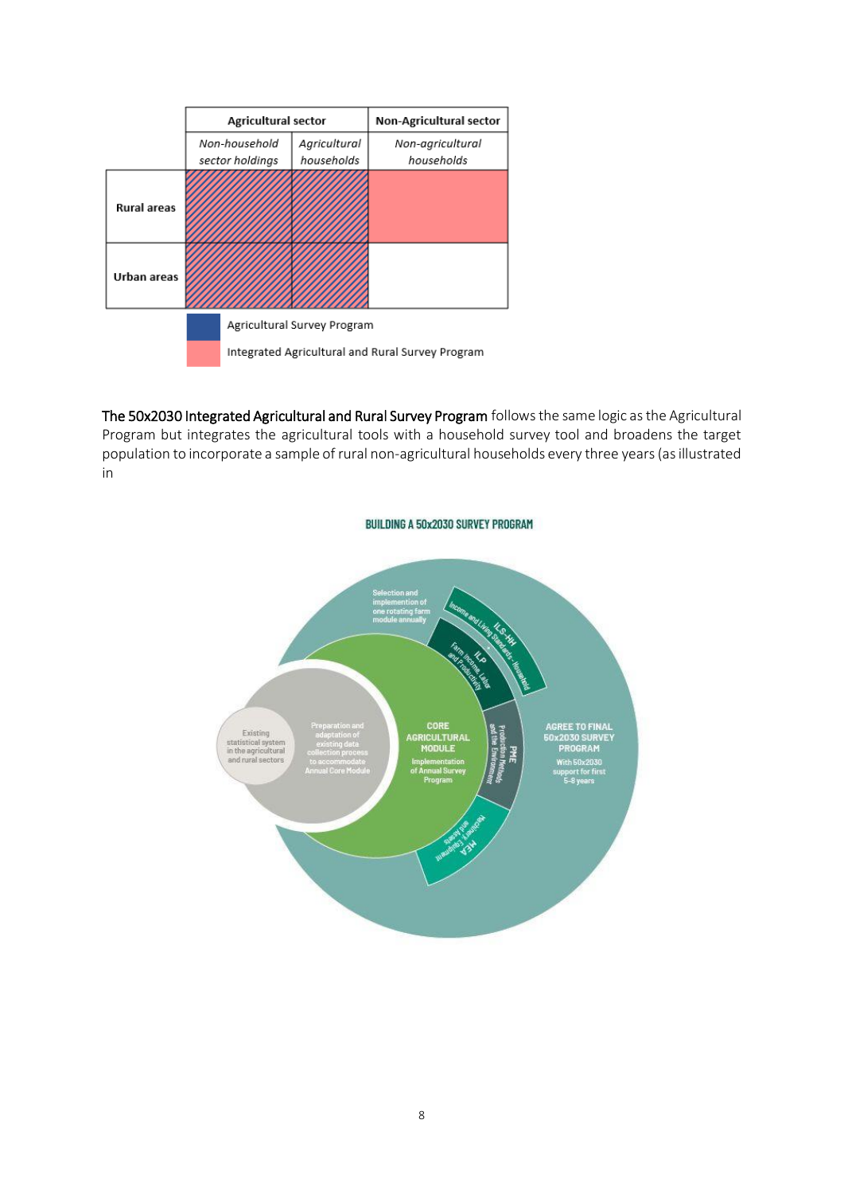| | Agricultural sector | | Non-Agricultural sector |
|---|---|---|---|
| | *Non-household sector holdings* | *Agricultural households* | *Non-agricultural households* |
| **Rural areas** | | | |
| **Urban areas** | | | |

Agricultural Survey Program

Integrated Agricultural and Rural Survey Program

The 50x2030 Integrated Agricultural and Rural Survey Program follows the same logic as the Agricultural Program but integrates the agricultural tools with a household survey tool and broadens the target population to incorporate a sample of rural non-agricultural households every three years (as illustrated in

**BUILDING A 50x2030 SURVEY PROGRAM**

Existing statistical system in the agricultural and rural sectors

Preparation and adaptation of existing data collection process to accommodate Annual Core Module

CORE AGRICULTURAL MODULE

Implementation of Annual Survey Program

Selection and implemention of one rotating farm module annually

ILS-HH Income and Living Standards - Household

ILP Farm Income, Labor and Productivity

PME Production Methods and the Environment

MEA Machinery, Equipment and Assets

AGREE TO FINAL 50x2030 SURVEY PROGRAM

With 50x2030 support for first 5-8 years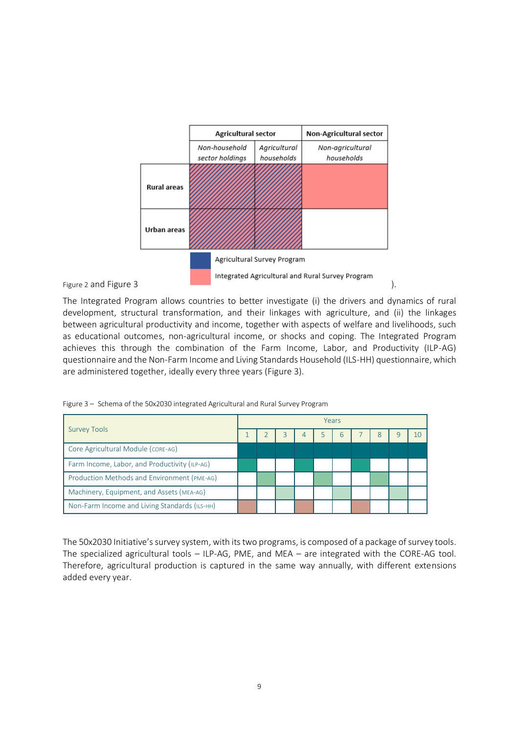| | Agricultural sector | | Non-Agricultural sector |
|---|---|---|---|
| | *Non-household sector holdings* | *Agricultural households* | *Non-agricultural households* |
| **Rural areas** | | | |
| **Urban areas** | | | |

Agricultural Survey Program

Integrated Agricultural and Rural Survey Program

Figure 2 and Figure 3 ).

The Integrated Program allows countries to better investigate (i) the drivers and dynamics of rural development, structural transformation, and their linkages with agriculture, and (ii) the linkages between agricultural productivity and income, together with aspects of welfare and livelihoods, such as educational outcomes, non-agricultural income, or shocks and coping. The Integrated Program achieves this through the combination of the Farm Income, Labor, and Productivity (ILP-AG) questionnaire and the Non-Farm Income and Living Standards Household (ILS-HH) questionnaire, which are administered together, ideally every three years (Figure 3).

Figure 3 – Schema of the 50x2030 integrated Agricultural and Rural Survey Program

| Survey Tools | Years | | | | | | | | | |
|---|---|---|---|---|---|---|---|---|---|---|
| | 1 | 2 | 3 | 4 | 5 | 6 | 7 | 8 | 9 | 10 |
| Core Agricultural Module (CORE-AG) | ■ | ■ | ■ | ■ | ■ | ■ | ■ | ■ | ■ | ■ |
| Farm Income, Labor, and Productivity (ILP-AG) | ■ | | | ■ | | | ■ | | | |
| Production Methods and Environment (PME-AG) | | ■ | | | ■ | | | ■ | | |
| Machinery, Equipment, and Assets (MEA-AG) | | | ■ | | | ■ | | | ■ | |
| Non-Farm Income and Living Standards (ILS-HH) | ■ | | | ■ | | | ■ | | | |

The 50x2030 Initiative's survey system, with its two programs, is composed of a package of survey tools. The specialized agricultural tools – ILP-AG, PME, and MEA – are integrated with the CORE-AG tool. Therefore, agricultural production is captured in the same way annually, with different extensions added every year.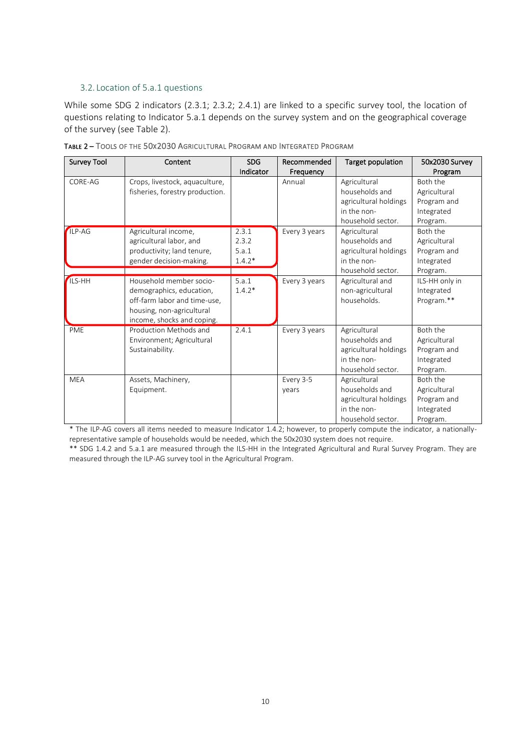### 3.2. Location of 5.a.1 questions

While some SDG 2 indicators (2.3.1; 2.3.2; 2.4.1) are linked to a specific survey tool, the location of questions relating to Indicator 5.a.1 depends on the survey system and on the geographical coverage of the survey (see Table 2).

**Table 2 – Tools of the 50x2030 Agricultural Program and Integrated Program**

| Survey Tool | Content | SDG Indicator | Recommended Frequency | Target population | 50x2030 Survey Program |
|---|---|---|---|---|---|
| CORE-AG | Crops, livestock, aquaculture, fisheries, forestry production. | | Annual | Agricultural households and agricultural holdings in the non-household sector. | Both the Agricultural Program and Integrated Program. |
| ILP-AG | Agricultural income, agricultural labor, and productivity; land tenure, gender decision-making. | 2.3.1 2.3.2 5.a.1 1.4.2* | Every 3 years | Agricultural households and agricultural holdings in the non-household sector. | Both the Agricultural Program and Integrated Program. |
| ILS-HH | Household member socio-demographics, education, off-farm labor and time-use, housing, non-agricultural income, shocks and coping. | 5.a.1 1.4.2* | Every 3 years | Agricultural and non-agricultural households. | ILS-HH only in Integrated Program.** |
| PME | Production Methods and Environment; Agricultural Sustainability. | 2.4.1 | Every 3 years | Agricultural households and agricultural holdings in the non-household sector. | Both the Agricultural Program and Integrated Program. |
| MEA | Assets, Machinery, Equipment. | | Every 3-5 years | Agricultural households and agricultural holdings in the non-household sector. | Both the Agricultural Program and Integrated Program. |

\* The ILP-AG covers all items needed to measure Indicator 1.4.2; however, to properly compute the indicator, a nationally-representative sample of households would be needed, which the 50x2030 system does not require.

\*\* SDG 1.4.2 and 5.a.1 are measured through the ILS-HH in the Integrated Agricultural and Rural Survey Program. They are measured through the ILP-AG survey tool in the Agricultural Program.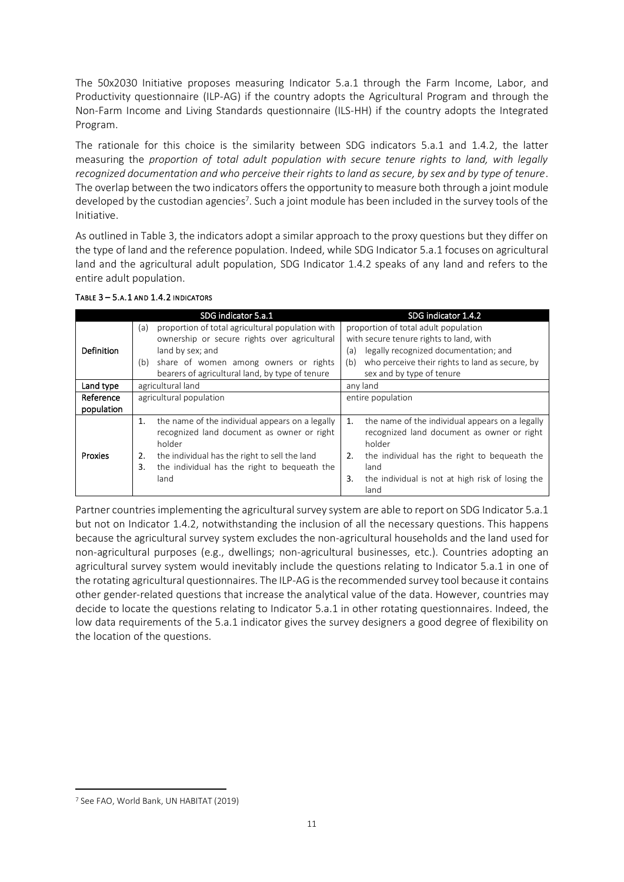The 50x2030 Initiative proposes measuring Indicator 5.a.1 through the Farm Income, Labor, and Productivity questionnaire (ILP-AG) if the country adopts the Agricultural Program and through the Non-Farm Income and Living Standards questionnaire (ILS-HH) if the country adopts the Integrated Program.

The rationale for this choice is the similarity between SDG indicators 5.a.1 and 1.4.2, the latter measuring the *proportion of total adult population with secure tenure rights to land, with legally recognized documentation and who perceive their rights to land as secure, by sex and by type of tenure*. The overlap between the two indicators offers the opportunity to measure both through a joint module developed by the custodian agencies[7]. Such a joint module has been included in the survey tools of the Initiative.

As outlined in Table 3, the indicators adopt a similar approach to the proxy questions but they differ on the type of land and the reference population. Indeed, while SDG Indicator 5.a.1 focuses on agricultural land and the agricultural adult population, SDG Indicator 1.4.2 speaks of any land and refers to the entire adult population.

**TABLE 3 – 5.A.1 AND 1.4.2 INDICATORS**

| | SDG indicator 5.a.1 | SDG indicator 1.4.2 |
|---|---|---|
| **Definition** | (a) proportion of total agricultural population with ownership or secure rights over agricultural land by sex; and<br>(b) share of women among owners or rights bearers of agricultural land, by type of tenure | proportion of total adult population with secure tenure rights to land, with<br>(a) legally recognized documentation; and<br>(b) who perceive their rights to land as secure, by sex and by type of tenure |
| **Land type** | agricultural land | any land |
| **Reference population** | agricultural population | entire population |
| **Proxies** | 1. the name of the individual appears on a legally recognized land document as owner or right holder<br>2. the individual has the right to sell the land<br>3. the individual has the right to bequeath the land | 1. the name of the individual appears on a legally recognized land document as owner or right holder<br>2. the individual has the right to bequeath the land<br>3. the individual is not at high risk of losing the land |

Partner countries implementing the agricultural survey system are able to report on SDG Indicator 5.a.1 but not on Indicator 1.4.2, notwithstanding the inclusion of all the necessary questions. This happens because the agricultural survey system excludes the non-agricultural households and the land used for non-agricultural purposes (e.g., dwellings; non-agricultural businesses, etc.). Countries adopting an agricultural survey system would inevitably include the questions relating to Indicator 5.a.1 in one of the rotating agricultural questionnaires. The ILP-AG is the recommended survey tool because it contains other gender-related questions that increase the analytical value of the data. However, countries may decide to locate the questions relating to Indicator 5.a.1 in other rotating questionnaires. Indeed, the low data requirements of the 5.a.1 indicator gives the survey designers a good degree of flexibility on the location of the questions.

[7] See FAO, World Bank, UN HABITAT (2019)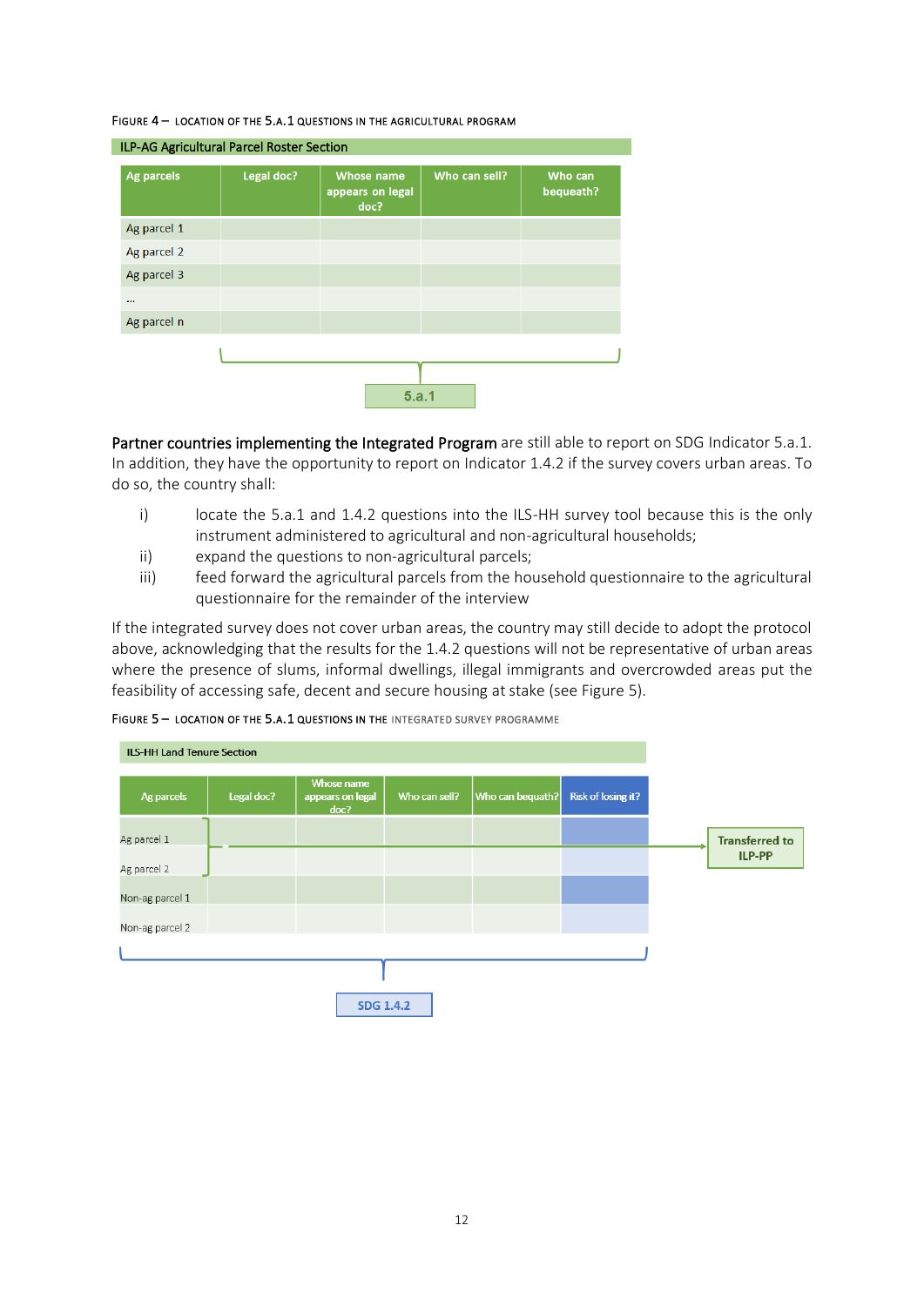FIGURE 4 – LOCATION OF THE 5.A.1 QUESTIONS IN THE AGRICULTURAL PROGRAM

ILP-AG Agricultural Parcel Roster Section

| Ag parcels | Legal doc? | Whose name appears on legal doc? | Who can sell? | Who can bequeath? |
|---|---|---|---|---|
| Ag parcel 1 | | | | |
| Ag parcel 2 | | | | |
| Ag parcel 3 | | | | |
| ... | | | | |
| Ag parcel n | | | | |

5.a.1

Partner countries implementing the Integrated Program are still able to report on SDG Indicator 5.a.1. In addition, they have the opportunity to report on Indicator 1.4.2 if the survey covers urban areas. To do so, the country shall:

i) locate the 5.a.1 and 1.4.2 questions into the ILS-HH survey tool because this is the only instrument administered to agricultural and non-agricultural households;
ii) expand the questions to non-agricultural parcels;
iii) feed forward the agricultural parcels from the household questionnaire to the agricultural questionnaire for the remainder of the interview

If the integrated survey does not cover urban areas, the country may still decide to adopt the protocol above, acknowledging that the results for the 1.4.2 questions will not be representative of urban areas where the presence of slums, informal dwellings, illegal immigrants and overcrowded areas put the feasibility of accessing safe, decent and secure housing at stake (see Figure 5).

FIGURE 5 – LOCATION OF THE 5.A.1 QUESTIONS IN THE INTEGRATED SURVEY PROGRAMME

ILS-HH Land Tenure Section

| Ag parcels | Legal doc? | Whose name appears on legal doc? | Who can sell? | Who can bequth? | Risk of losing it? |
|---|---|---|---|---|---|
| Ag parcel 1 | | | | | |
| Ag parcel 2 | | | | | |
| Non-ag parcel 1 | | | | | |
| Non-ag parcel 2 | | | | | |

Ag parcel 1 and Ag parcel 2: Transferred to ILP-PP

SDG 1.4.2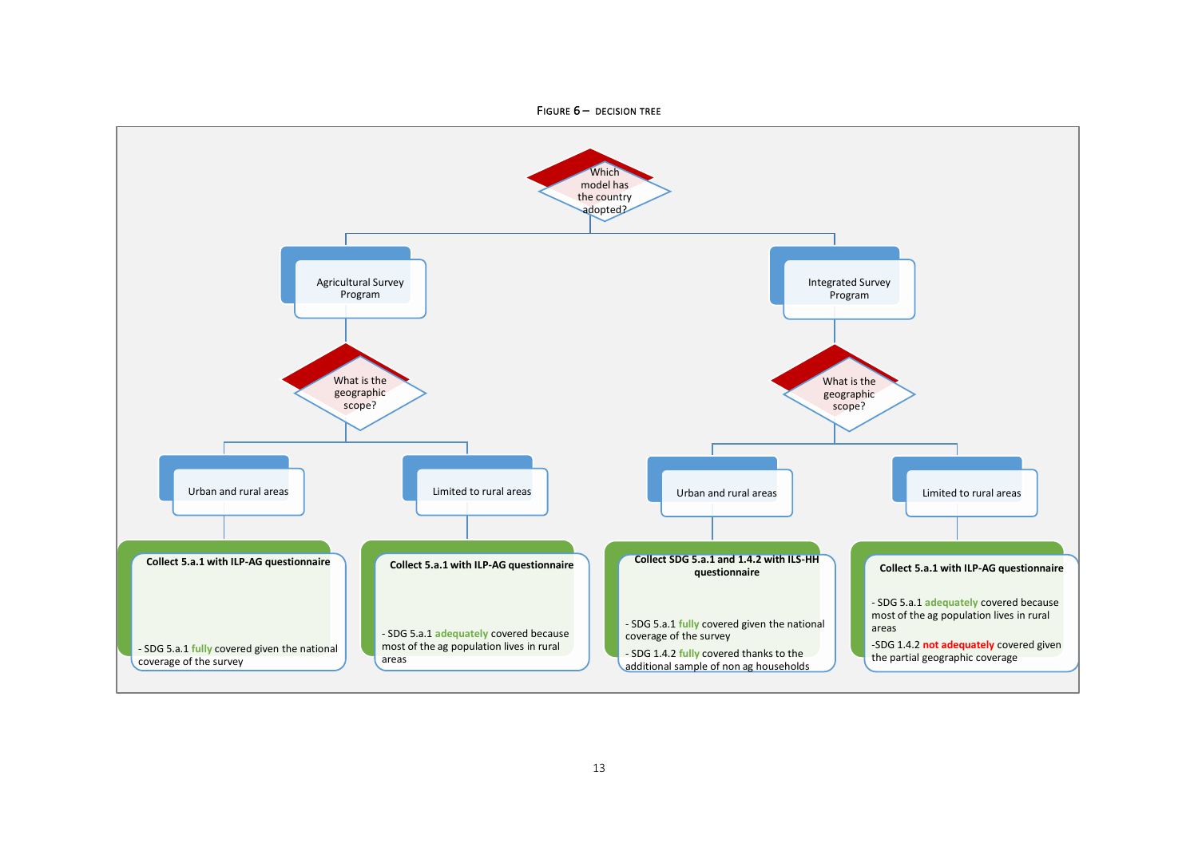FIGURE 6 – DECISION TREE

- **Which model has the country adopted?**
  - **Agricultural Survey Program**
    - **What is the geographic scope?**
      - **Urban and rural areas**
        - **Collect 5.a.1 with ILP-AG questionnaire**
          - SDG 5.a.1 fully covered given the national coverage of the survey
      - **Limited to rural areas**
        - **Collect 5.a.1 with ILP-AG questionnaire**
          - SDG 5.a.1 adequately covered because most of the ag population lives in rural areas
  - **Integrated Survey Program**
    - **What is the geographic scope?**
      - **Urban and rural areas**
        - **Collect SDG 5.a.1 and 1.4.2 with ILS-HH questionnaire**
          - SDG 5.a.1 fully covered given the national coverage of the survey
          - SDG 1.4.2 fully covered thanks to the additional sample of non ag households
      - **Limited to rural areas**
        - **Collect 5.a.1 with ILP-AG questionnaire**
          - SDG 5.a.1 adequately covered because most of the ag population lives in rural areas
          - SDG 1.4.2 not adequately covered given the partial geographic coverage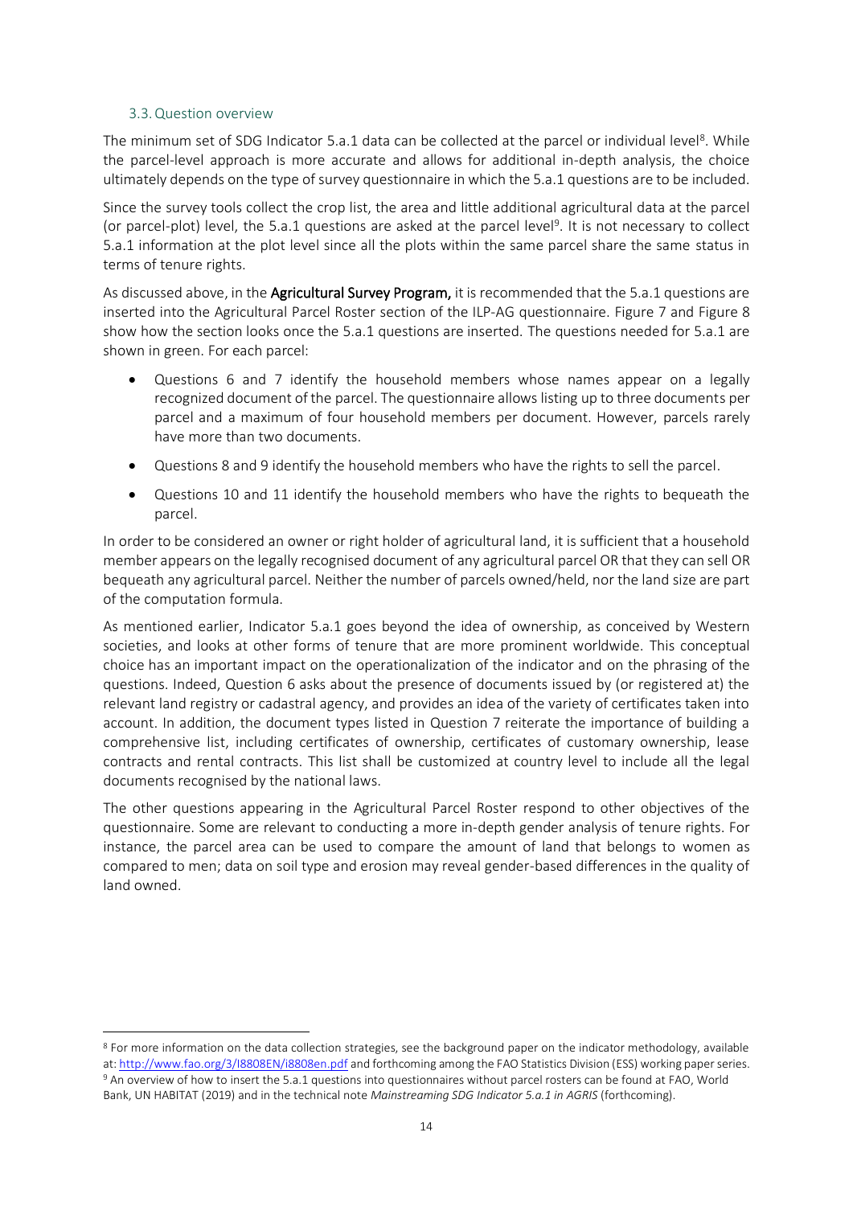### 3.3. Question overview

The minimum set of SDG Indicator 5.a.1 data can be collected at the parcel or individual level[8]. While the parcel-level approach is more accurate and allows for additional in-depth analysis, the choice ultimately depends on the type of survey questionnaire in which the 5.a.1 questions are to be included.

Since the survey tools collect the crop list, the area and little additional agricultural data at the parcel (or parcel-plot) level, the 5.a.1 questions are asked at the parcel level[9]. It is not necessary to collect 5.a.1 information at the plot level since all the plots within the same parcel share the same status in terms of tenure rights.

As discussed above, in the **Agricultural Survey Program,** it is recommended that the 5.a.1 questions are inserted into the Agricultural Parcel Roster section of the ILP-AG questionnaire. Figure 7 and Figure 8 show how the section looks once the 5.a.1 questions are inserted. The questions needed for 5.a.1 are shown in green. For each parcel:

- Questions 6 and 7 identify the household members whose names appear on a legally recognized document of the parcel. The questionnaire allows listing up to three documents per parcel and a maximum of four household members per document. However, parcels rarely have more than two documents.
- Questions 8 and 9 identify the household members who have the rights to sell the parcel.
- Questions 10 and 11 identify the household members who have the rights to bequeath the parcel.

In order to be considered an owner or right holder of agricultural land, it is sufficient that a household member appears on the legally recognised document of any agricultural parcel OR that they can sell OR bequeath any agricultural parcel. Neither the number of parcels owned/held, nor the land size are part of the computation formula.

As mentioned earlier, Indicator 5.a.1 goes beyond the idea of ownership, as conceived by Western societies, and looks at other forms of tenure that are more prominent worldwide. This conceptual choice has an important impact on the operationalization of the indicator and on the phrasing of the questions. Indeed, Question 6 asks about the presence of documents issued by (or registered at) the relevant land registry or cadastral agency, and provides an idea of the variety of certificates taken into account. In addition, the document types listed in Question 7 reiterate the importance of building a comprehensive list, including certificates of ownership, certificates of customary ownership, lease contracts and rental contracts. This list shall be customized at country level to include all the legal documents recognised by the national laws.

The other questions appearing in the Agricultural Parcel Roster respond to other objectives of the questionnaire. Some are relevant to conducting a more in-depth gender analysis of tenure rights. For instance, the parcel area can be used to compare the amount of land that belongs to women as compared to men; data on soil type and erosion may reveal gender-based differences in the quality of land owned.

---

[8] For more information on the data collection strategies, see the background paper on the indicator methodology, available at: http://www.fao.org/3/I8808EN/i8808en.pdf and forthcoming among the FAO Statistics Division (ESS) working paper series.

[9] An overview of how to insert the 5.a.1 questions into questionnaires without parcel rosters can be found at FAO, World Bank, UN HABITAT (2019) and in the technical note *Mainstreaming SDG Indicator 5.a.1 in AGRIS* (forthcoming).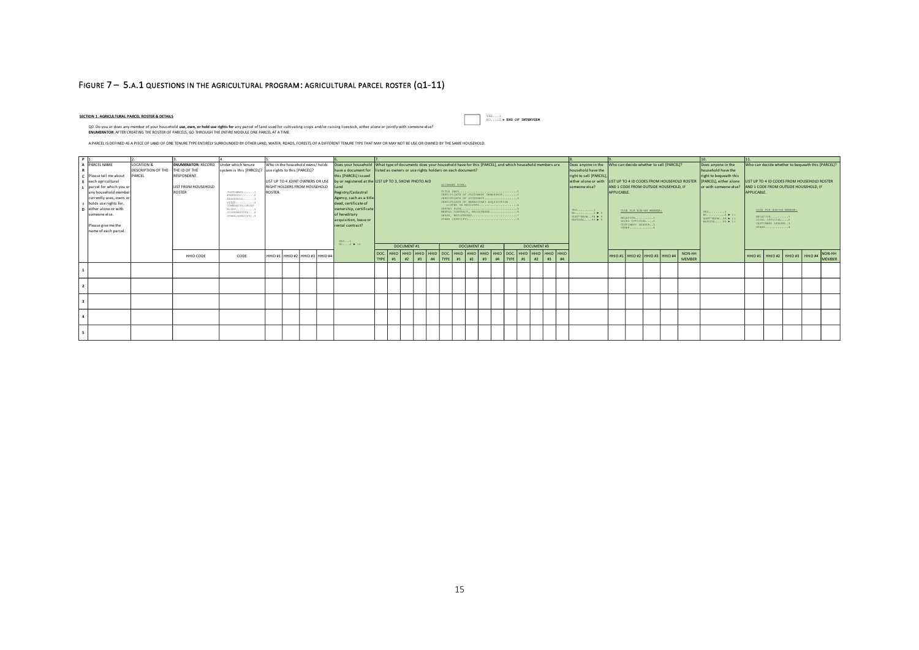# Figure 7 – 5.A.1 Questions in the Agricultural Program: Agricultural Parcel Roster (Q1-11)

**SECTION 1. AGRICULTURAL PARCEL ROSTER & DETAILS**

Q0. Do you or does any member of your household **use, own, or hold use rights for** any parcel of land used for cultivating crops and/or raising livestock, either alone or jointly with someone else?
**ENUMERATOR:** AFTER CREATING THE ROSTER OF PARCELS, GO THROUGH THE ENTIRE MODULE ONE PARCEL AT A TIME.

YES...1
NO....2 ► **END OF INTERVIEW**

A PARCEL IS DEFINED AS A PIECE OF LAND OF ONE TENURE TYPE ENTIRELY SURROUNDED BY OTHER LAND, WATER, ROADS, FORESTS OF A DIFFERENT TENURE TYPE THAT MAY OR MAY NOT BE USE OR OWNED BY THE SAME HOUSEHOLD.

| PARCEL ID | 1. PARCEL NAME<br>Please tell me about each agricultural parcel for which you or any household member currently uses, owns or holds use rights for, either alone or with someone else.<br>Please give me the name of each parcel. | 2. LOCATION & DESCRIPTION OF THE PARCEL | 3. **ENUMERATOR:** RECORD THE ID OF THE RESPONDENT.<br>LIST FROM HOUSEHOLD ROSTER | 4. Under which tenure system is this [PARCEL]?<br>CUSTOMARY......1<br>FREEHOLD.......2<br>LEASEHOLD......3<br>STATE..........4<br>COMMUNITY/GROUP RIGHT..........5<br>COOPERATIVE....6<br>OTHER(SPECIFY).9 | 5. Who in the household owns/holds use rights to this [PARCEL]?<br>LIST UP TO 4 JOINT OWNERS OR USE RIGHT HOLDERS FROM HOUSEHOLD ROSTER. | | | | 6. Does your household have a document for this [PARCEL] issued by or registered at the Land Registry/Cadastral Agency, such as a title deed, certificate of ownership, certificate of hereditary acquisition, lease or rental contract?<br>YES...1<br>NO....2 ► 11 | 7. What type of documents does your household have for this [PARCEL], and which household members are listed as owners or use rights holders on each document?<br>LIST UP TO 3, SHOW PHOTO AID<br>DOCUMENT TYPE:<br>TITLE DEED.................1<br>CERTIFICATE OF CUSTOMARY OWNERSHIP......2<br>CERTIFICATE OF OCCUPANCY.........3<br>CERTIFICATE OF HEREDITARY ACQUISITION LISTED IN REGISTRY..........4<br>SURVEY PLAN..................5<br>RENTAL CONTRACT, REGISTERED..........6<br>LEASE, REGISTERED..........7<br>OTHER (SPECIFY)..........9 | | | | | | | | | | | | | | | 8. Does anyone in the household have the right to sell [PARCEL], either alone or with someone else?<br>YES........1<br>NO.........2 ► 9<br>DON'T KNOW..98 ► 9<br>REFUSAL....99 ► 9 | 9. Who can decide whether to sell [PARCEL]?<br>LIST UP TO 4 ID CODES FROM HOUSEHOLD ROSTER AND 1 CODE FROM OUTSIDE HOUSEHOLD, IF APPLICABLE.<br>CODE FOR NON-HH MEMBER:<br>RELATIVE..........1<br>LOCAL OFFICIAL....2<br>CUSTOMARY LEADER..3<br>OTHER.............4 | | | | | 10. Does anyone in the household have the right to bequeath this [PARCEL], either alone or with someone else?<br>YES........1<br>NO.........2 ► 11<br>DON'T KNOW..98 ► 11<br>REFUSAL....99 ► 11 | 11. Who can decide whether to bequeath this [PARCEL]?<br>LIST UP TO 4 ID CODES FROM HOUSEHOLD ROSTER AND 1 CODE FROM OUTSIDE HOUSEHOLD, IF APPLICABLE.<br>CODE FOR NON-HH MEMBER:<br>RELATIVE..........1<br>LOCAL OFFICIAL....2<br>CUSTOMARY LEADER..3<br>OTHER.............4 | | | | |
|---|---|---|---|---|---|---|---|---|---|---|---|---|---|---|---|---|---|---|---|---|---|---|---|---|---|---|---|---|---|---|---|---|---|---|---|---|---|
| | | | | | | | | | | DOCUMENT #1 | | | | | DOCUMENT #2 | | | | | DOCUMENT #3 | | | | | | | | | | | | | | | | | |
| | | | HHID CODE | CODE | HHID #1 | HHID #2 | HHID #3 | HHID #4 | | DOC. TYPE | HHID #1 | HHID #2 | HHID #3 | HHID #4 | DOC. TYPE | HHID #1 | HHID #2 | HHID #3 | HHID #4 | DOC. TYPE | HHID #1 | HHID #2 | HHID #3 | HHID #4 | | HHID #1 | HHID #2 | HHID #3 | HHID #4 | NON-HH MEMBER | | HHID #1 | HHID #2 | HHID #3 | HHID #4 | NON-HH MEMBER |
| 1 | | | | | | | | | | | | | | | | | | | | | | | | | | | | | | | | | | | | |
| 2 | | | | | | | | | | | | | | | | | | | | | | | | | | | | | | | | | | | | |
| 3 | | | | | | | | | | | | | | | | | | | | | | | | | | | | | | | | | | | | |
| 4 | | | | | | | | | | | | | | | | | | | | | | | | | | | | | | | | | | | | |
| 5 | | | | | | | | | | | | | | | | | | | | | | | | | | | | | | | | | | | | |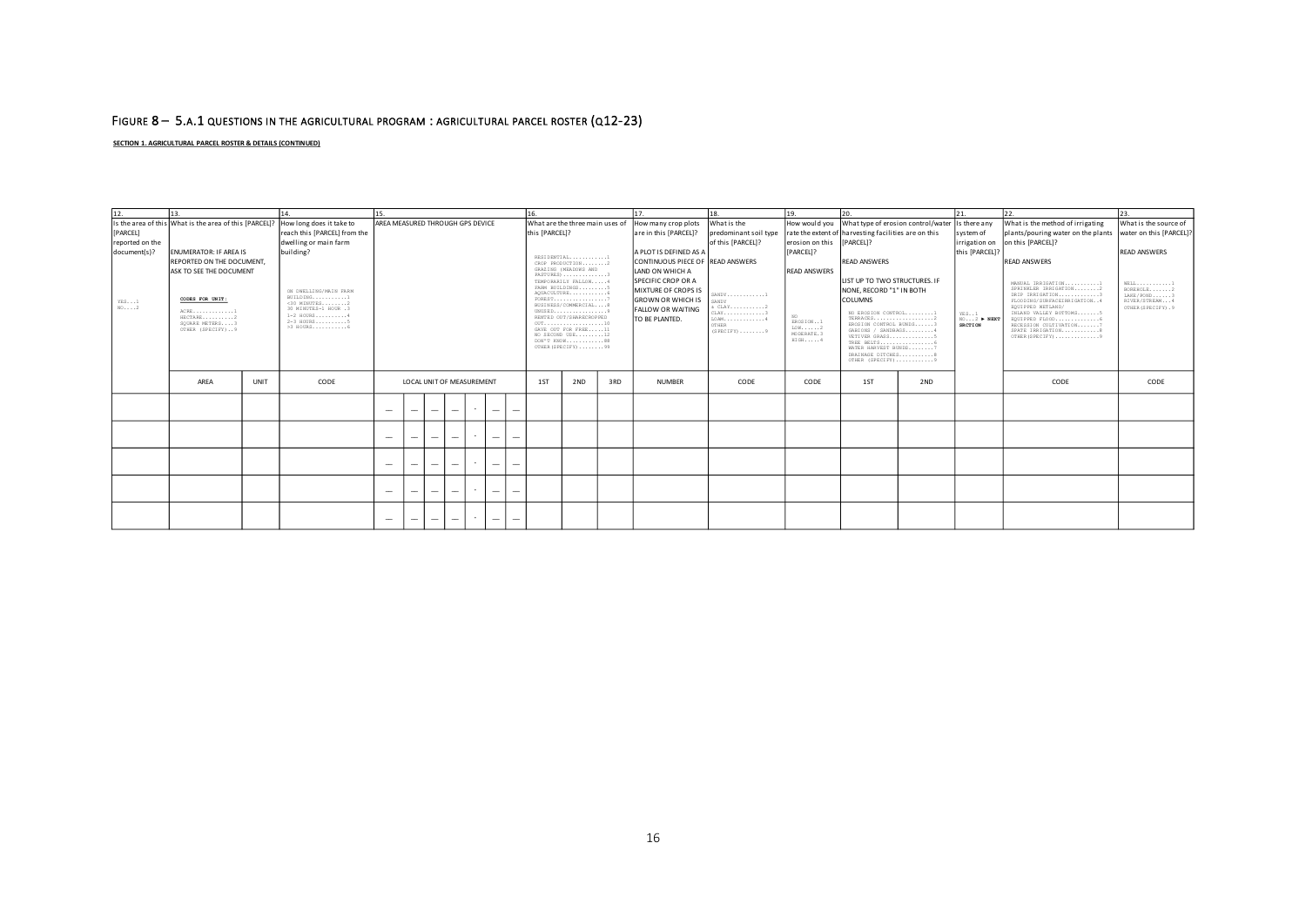# FIGURE 8 – 5.A.1 QUESTIONS IN THE AGRICULTURAL PROGRAM : AGRICULTURAL PARCEL ROSTER (Q12-23)

**SECTION 1. AGRICULTURAL PARCEL ROSTER & DETAILS (CONTINUED)**

| 12. | 13. | | 14. | 15. | 16. | | | 17. | 18. | 19. | 20. | | 21. | 22. | 23. |
|---|---|---|---|---|---|---|---|---|---|---|---|---|---|---|---|
| Is the area of this [PARCEL] reported on the document(s)?<br><br>YES...1<br>NO....2 | What is the area of this [PARCEL]?<br><br>ENUMERATOR: IF AREA IS REPORTED ON THE DOCUMENT, ASK TO SEE THE DOCUMENT<br><br>CODES FOR UNIT:<br>ACRE.............1<br>HECTARE..........2<br>SQUARE METERS....3<br>OTHER (SPECIFY)..9 | | How long does it take to reach this [PARCEL] from the dwelling or main farm building?<br><br>ON DWELLING/MAIN FARM BUILDING............1<br><30 MINUTES........2<br>30 MINUTES-1 HOUR .3<br>1-2 HOURS..........4<br>2-3 HOURS..........5<br>>3 HOURS...........6 | AREA MEASURED THROUGH GPS DEVICE | What are the three main uses of this [PARCEL]?<br><br>RESIDENTIAL...........1<br>CROP PRODUCTION.......2<br>GRAZING (MEADOWS AND PASTURES)..............3<br>TEMPORARILY FALLOW.....4<br>FARM BUILDINGS.........5<br>AQUACULTURE............6<br>FOREST.................7<br>BUSINESS/COMMERCIAL....8<br>UNUSED.................9<br>RENTED OUT/SHARECROPPED OUT...................10<br>GAVE OUT FOR FREE......11<br>NO SECOND USE..........12<br>DON'T KNOW.............88<br>OTHER(SPECIFY).........99 | | | How many crop plots are in this [PARCEL]?<br><br>A PLOT IS DEFINED AS A CONTINUOUS PIECE OF LAND ON WHICH A SPECIFIC CROP OR A MIXTURE OF CROPS IS GROWN OR WHICH IS FALLOW OR WAITING TO BE PLANTED. | What is the predominant soil type of this [PARCEL]?<br><br>READ ANSWERS<br><br>SANDY............1<br>SANDY & CLAY..........2<br>CLAY.............3<br>LOAM.............4<br>OTHER (SPECIFY).........9 | How would you rate the extent of erosion on this [PARCEL]?<br><br>READ ANSWERS<br><br>NO EROSION..1<br>LOW.......2<br>MODERATE.3<br>HIGH......4 | What type of erosion control/water harvesting facilities are on this [PARCEL]?<br><br>READ ANSWERS<br><br>LIST UP TO TWO STRUCTURES. IF NONE, RECORD "1" IN BOTH COLUMNS<br><br>NO EROSION CONTROL.........1<br>TERRACES...................2<br>EROSION CONTROL BUNDS......3<br>GABIONS / SANDBAGS.........4<br>VETIVER GRASS..............5<br>TREE BELTS.................6<br>WATER HARVEST BUNDS........7<br>DRAINAGE DITCHES...........8<br>OTHER (SPECIFY)............9 | | Is there any system of irrigation on this [PARCEL]?<br><br>YES..1<br>NO...2 ► NEXT SECTION | What is the method of irrigating plants/pouring water on the plants on this [PARCEL]?<br><br>READ ANSWERS<br><br>MANUAL IRRIGATION...........1<br>SPRINKLER IRRIGATION........2<br>DRIP IRRIGATION.............3<br>FLOODING/SURFACEIRRIGATION..4<br>EQUIPPED WETLAND/ INLAND VALLEY BOTTOMS.......5<br>EQUIPPED FLOOD..............6<br>RECESSION CULTIVATION.......7<br>SPATE IRRIGATION............8<br>OTHER(SPECIFY)..............9 | What is the source of water on this [PARCEL]?<br><br>READ ANSWERS<br><br>WELL...........1<br>BOREHOLE.......2<br>LAKE/POND......3<br>RIVER/STREAM...4<br>OTHER(SPECIFY).9 |
| | AREA | UNIT | CODE | LOCAL UNIT OF MEASUREMENT | 1ST | 2ND | 3RD | NUMBER | CODE | CODE | 1ST | 2ND | | CODE | CODE |
| | | | | __ __ __ __ . __ __ | | | | | | | | | | | |
| | | | | __ __ __ __ . __ __ | | | | | | | | | | | |
| | | | | __ __ __ __ . __ __ | | | | | | | | | | | |
| | | | | __ __ __ __ . __ __ | | | | | | | | | | | |
| | | | | __ __ __ __ . __ __ | | | | | | | | | | | |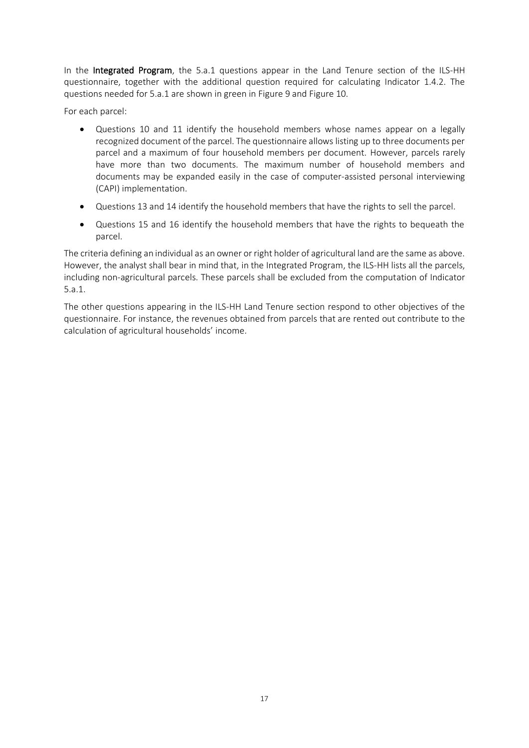In the **Integrated Program**, the 5.a.1 questions appear in the Land Tenure section of the ILS-HH questionnaire, together with the additional question required for calculating Indicator 1.4.2. The questions needed for 5.a.1 are shown in green in Figure 9 and Figure 10.

For each parcel:

- Questions 10 and 11 identify the household members whose names appear on a legally recognized document of the parcel. The questionnaire allows listing up to three documents per parcel and a maximum of four household members per document. However, parcels rarely have more than two documents. The maximum number of household members and documents may be expanded easily in the case of computer-assisted personal interviewing (CAPI) implementation.
- Questions 13 and 14 identify the household members that have the rights to sell the parcel.
- Questions 15 and 16 identify the household members that have the rights to bequeath the parcel.

The criteria defining an individual as an owner or right holder of agricultural land are the same as above. However, the analyst shall bear in mind that, in the Integrated Program, the ILS-HH lists all the parcels, including non-agricultural parcels. These parcels shall be excluded from the computation of Indicator 5.a.1.

The other questions appearing in the ILS-HH Land Tenure section respond to other objectives of the questionnaire. For instance, the revenues obtained from parcels that are rented out contribute to the calculation of agricultural households' income.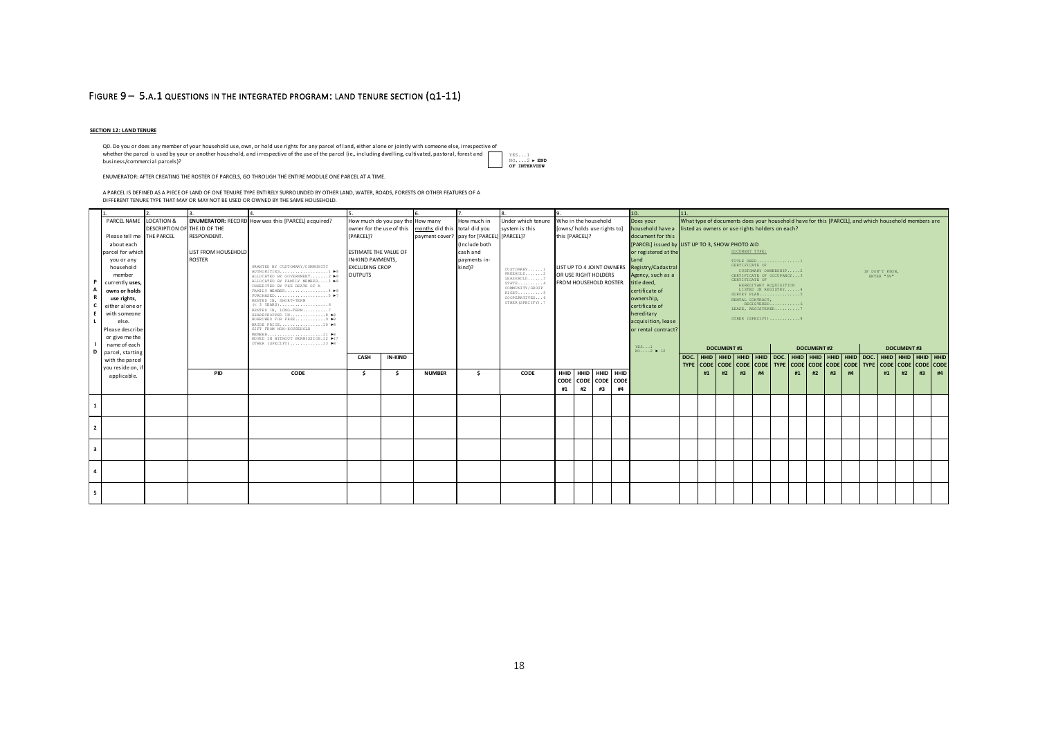# FIGURE 9 – 5.A.1 QUESTIONS IN THE INTEGRATED PROGRAM: LAND TENURE SECTION (Q1-11)

**SECTION 12: LAND TENURE**

Q0. Do you or does any member of your household use, own, or hold use rights for any parcel of land, either alone or jointly with someone else, irrespective of whether the parcel is used by your or another household, and irrespective of the use of the parcel (i.e., including dwelling, cultivated, pastoral, forest and business/commercial parcels)?

YES...1
NO....2 ► END OF INTERVIEW

ENUMERATOR: AFTER CREATING THE ROSTER OF PARCELS, GO THROUGH THE ENTIRE MODULE ONE PARCEL AT A TIME.

A PARCEL IS DEFINED AS A PIECE OF LAND OF ONE TENURE TYPE ENTIRELY SURROUNDED BY OTHER LAND, WATER, ROADS, FORESTS OR OTHER FEATURES OF A DIFFERENT TENURE TYPE THAT MAY OR MAY NOT BE USED OR OWNED BY THE SAME HOUSEHOLD.

| PARCEL ID | 1. PARCEL NAME Please tell me about each parcel for which you or any household member currently **uses, owns or holds use rights**, either alone or with someone else. Please describe or give me the name of each parcel, starting with the parcel you reside on, if applicable. | 2. LOCATION & DESCRIPTION OF THE PARCEL | 3. **ENUMERATOR:** RECORD THE ID OF THE RESPONDENT. LIST FROM HOUSEHOLD ROSTER | 4. How was this [PARCEL] acquired? GRANTED BY CUSTOMARY/COMMUNITY AUTHORITIES....1 ►6; ALLOCATED BY GOVERNMENT....2 ►6; ALLOCATED BY FAMILY MEMBER....3 ►6; INHERITED BY THE DEATH OF A FAMILY MEMBER....4 ►6; PURCHASED....5 ►7; RENTED IN, SHORT-TERM (< 3 YEARS)....6; RENTED IN, LONG-TERM....7; SHARECROPPED IN....8 ►6; BORROWED FOR FREE....9 ►6; BRIDE PRICE....10 ►6; GIFT FROM NON-HOUSEHOLD MEMBER....11 ►6; MOVED IN WITHOUT PERMISSION.12 ►17; OTHER (SPECIFY)....13 ►6 | 5. How much do you pay the owner for the use of this [PARCEL]? ESTIMATE THE VALUE OF IN-KIND PAYMENTS, EXCLUDING CROP OUTPUTS | | 6. How many months did this payment cover? | 7. How much in total did you pay for [PARCEL] (Include both cash and payments in-kind)? | 8. Under which tenure system is this [PARCEL]? CUSTOMARY....1; FREEHOLD....2; LEASEHOLD....3; STATE....4; COMMUNITY/GROUP RIGHT....5; COOPERATIVES....6; OTHER (SPECIFY).7 | 9. Who in the household [owns/holds use rights to] this [PARCEL]? LIST UP TO 4 JOINT OWNERS OR USE RIGHT HOLDERS FROM HOUSEHOLD ROSTER. | | | | 10. Does your household have a document for this [PARCEL] issued by or registered at the Land Registry/Cadastral Agency, such as a title deed, certificate of ownership, certificate of hereditary acquisition, lease or rental contract? YES...1 NO....2 ► 12 | 11. What type of documents does your household have for this [PARCEL], and which household members are listed as owners or use rights holders on each? LIST UP TO 3, SHOW PHOTO AID. DOCUMENT TYPE: TITLE DEED....1; CERTIFICATE OF CUSTOMARY OWNERSHIP....2; CERTIFICATE OF OCCUPANCY....3; CERTIFICATE OF HEREDITARY ACQUISITION LISTED IN REGISTRY....4; SURVEY PLAN....5; RENTAL CONTRACT, REGISTERED....6; LEASE, REGISTERED....7; OTHER (SPECIFY)....8. IF DON'T KNOW, ENTER "-98" | | | | | | | | | | | | | | |
|---|---|---|---|---|---|---|---|---|---|---|---|---|---|---|---|---|---|---|---|---|---|---|---|---|---|---|---|---|---|
| | | | | | | | | | | | | | | | DOCUMENT #1 | | | | | DOCUMENT #2 | | | | | DOCUMENT #3 | | | | |
| | | | | | CASH | IN-KIND | | | | | | | | | DOC. TYPE | HHID CODE | HHID CODE | HHID CODE | HHID CODE | DOC. TYPE | HHID CODE | HHID CODE | HHID CODE | HHID CODE | DOC. TYPE | HHID CODE | HHID CODE | HHID CODE | HHID CODE |
| | | | PID | CODE | $ | $ | NUMBER | $ | CODE | HHID CODE #1 | HHID CODE #2 | HHID CODE #3 | HHID CODE #4 | | | #1 | #2 | #3 | #4 | | #1 | #2 | #3 | #4 | | #1 | #2 | #3 | #4 |
| 1 | | | | | | | | | | | | | | | | | | | | | | | | | | | | | |
| 2 | | | | | | | | | | | | | | | | | | | | | | | | | | | | | |
| 3 | | | | | | | | | | | | | | | | | | | | | | | | | | | | | |
| 4 | | | | | | | | | | | | | | | | | | | | | | | | | | | | | |
| 5 | | | | | | | | | | | | | | | | | | | | | | | | | | | | | |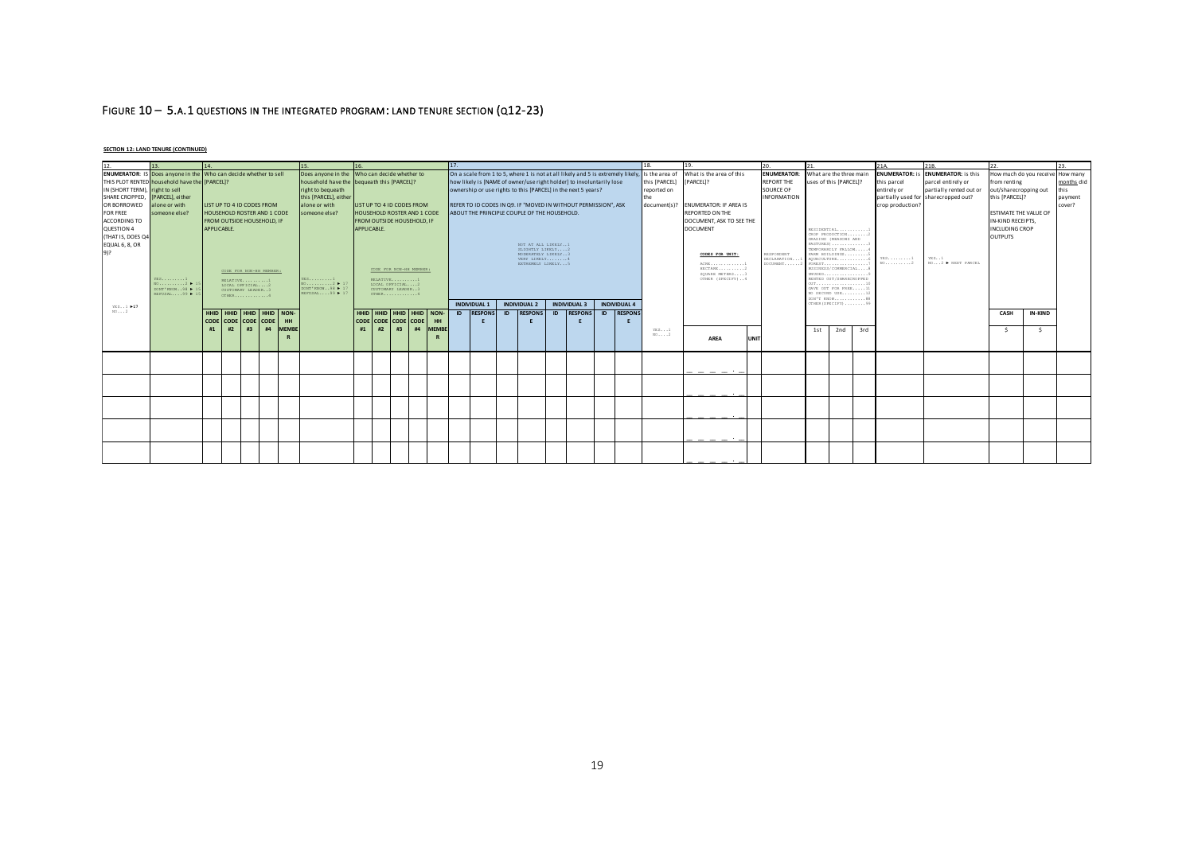# Figure 10 – 5.A.1 Questions in the Integrated Program: Land Tenure Section (Q12-23)

**SECTION 12: LAND TENURE (CONTINUED)**

| 12. | 13. | 14. | | | | | 15. | 16. | | | | | 17. | | | | | | | | 18. | 19. | | 20. | 21. | | | 21A. | 21B. | 22. | | 23. |
|---|---|---|---|---|---|---|---|---|---|---|---|---|---|---|---|---|---|---|---|---|---|---|---|---|---|---|---|---|---|---|---|---|
| **ENUMERATOR**: IS THIS PLOT RENTED IN (SHORT TERM), SHARE CROPPED, OR BORROWED FOR FREE ACCORDING TO QUESTION 4 (THAT IS, DOES Q4 EQUAL 6, 8, OR 9)? YES....1 ►17 NO....2 | Does anyone in the household have the right to sell [PARCEL], either alone or with someone else? YES.........1 NO..........2 ► 15 DON'T KNOW...98 ► 15 REFUSAL.....99 ► 15 | Who can decide whether to sell LIST UP TO 4 ID CODES FROM HOUSEHOLD ROSTER AND 1 CODE FROM OUTSIDE HOUSEHOLD, IF APPLICABLE. CODE FOR NON-HH MEMBER: RELATIVE.........1 LOCAL OFFICIAL....2 CUSTOMARY LEADER..3 OTHER.............4 | | | | | Does anyone in the household have the right to bequeath this [PARCEL], either alone or with someone else? YES.........1 NO..........2 ► 17 DON'T KNOW...98 ► 17 REFUSAL.....99 ► 17 | Who can decide whether to bequeath this [PARCEL]? LIST UP TO 4 ID CODES FROM HOUSEHOLD ROSTER AND 1 CODE FROM OUTSIDE HOUSEHOLD, IF APPLICABLE. CODE FOR NON-HH MEMBER: RELATIVE.........1 LOCAL OFFICIAL....2 CUSTOMARY LEADER..3 OTHER.............4 | | | | | On a scale from 1 to 5, where 1 is not at all likely and 5 is extremely likely, how likely is [NAME of owner/use right holder] to involuntarily lose ownership or use rights to this [PARCEL] in the next 5 years? REFER TO ID CODES IN Q9. IF "MOVED IN WITHOUT PERMISSION", ASK ABOUT THE PRINCIPLE COUPLE OF THE HOUSEHOLD. NOT AT ALL LIKELY..1 SLIGHTLY LIKELY...2 MODERATELY LIKELY.3 VERY LIKELY.......4 EXTREMELY LIKELY..5 | | | | | | | | Is the area of this [PARCEL] reported on the document(s)? | What is the area of this [PARCEL]? ENUMERATOR: IF AREA IS REPORTED ON THE DOCUMENT, ASK TO SEE THE DOCUMENT CODES FOR UNIT: ACRE..........1 HECTARE.......2 SQUARE METERS.....3 OTHER (SPECIFY)...4 | | **ENUMERATOR**: REPORT THE SOURCE OF INFORMATION RESPONDENT DECLARATION...1 DOCUMENT.......2 | What are the three main uses of this [PARCEL]? RESIDENTIAL..........1 CROP PRODUCTION......2 GRAZING (MEADOWS AND PASTURES)............3 TEMPORARILY FALLOW....4 FARM BUILDINGS.......5 AQUACULTURE..........6 FOREST...............7 BUSINESS/COMMERCIAL..8 UNUSED...............9 RENTED OUT/SHARECROPPED OUT..................10 GAVE OUT FOR FREE....11 NO SECOND USE........12 DON'T KNOW...........88 OTHER(SPECIFY).......99 | | | **ENUMERATOR**: Is this parcel entirely or partially used for crop production? YES.........1 NO..........2 | **ENUMERATOR**: Is this parcel entirely or partially rented out or sharecropped out? YES...1 NO....2 ► NEXT PARCEL | How much do you receive from renting out/sharecropping out this [PARCEL]? ESTIMATE THE VALUE OF IN-KIND RECEIPTS, INCLUDING CROP OUTPUTS | | How many months did this payment cover? |
| | | HHID CODE #1 | HHID CODE #2 | HHID CODE #3 | HHID CODE #4 | NON-HH MEMBER | | HHID CODE #1 | HHID CODE #2 | HHID CODE #3 | HHID CODE #4 | NON-HH MEMBER | INDIVIDUAL 1 | | INDIVIDUAL 2 | | INDIVIDUAL 3 | | INDIVIDUAL 4 | | YES....1 NO....2 | | | | | | | | | CASH | IN-KIND | |
| | | | | | | | | | | | | | ID | RESPONSE | ID | RESPONSE | ID | RESPONSE | ID | RESPONSE | | AREA | UNIT | | 1st | 2nd | 3rd | | | $ | $ | |
| | | | | | | | | | | | | | | | | | | | | | | ___ ___ ___ . ___ | | | | | | | | | | |
| | | | | | | | | | | | | | | | | | | | | | | ___ ___ ___ . ___ | | | | | | | | | | |
| | | | | | | | | | | | | | | | | | | | | | | ___ ___ ___ . ___ | | | | | | | | | | |
| | | | | | | | | | | | | | | | | | | | | | | ___ ___ ___ . ___ | | | | | | | | | | |
| | | | | | | | | | | | | | | | | | | | | | | ___ ___ ___ . ___ | | | | | | | | | | |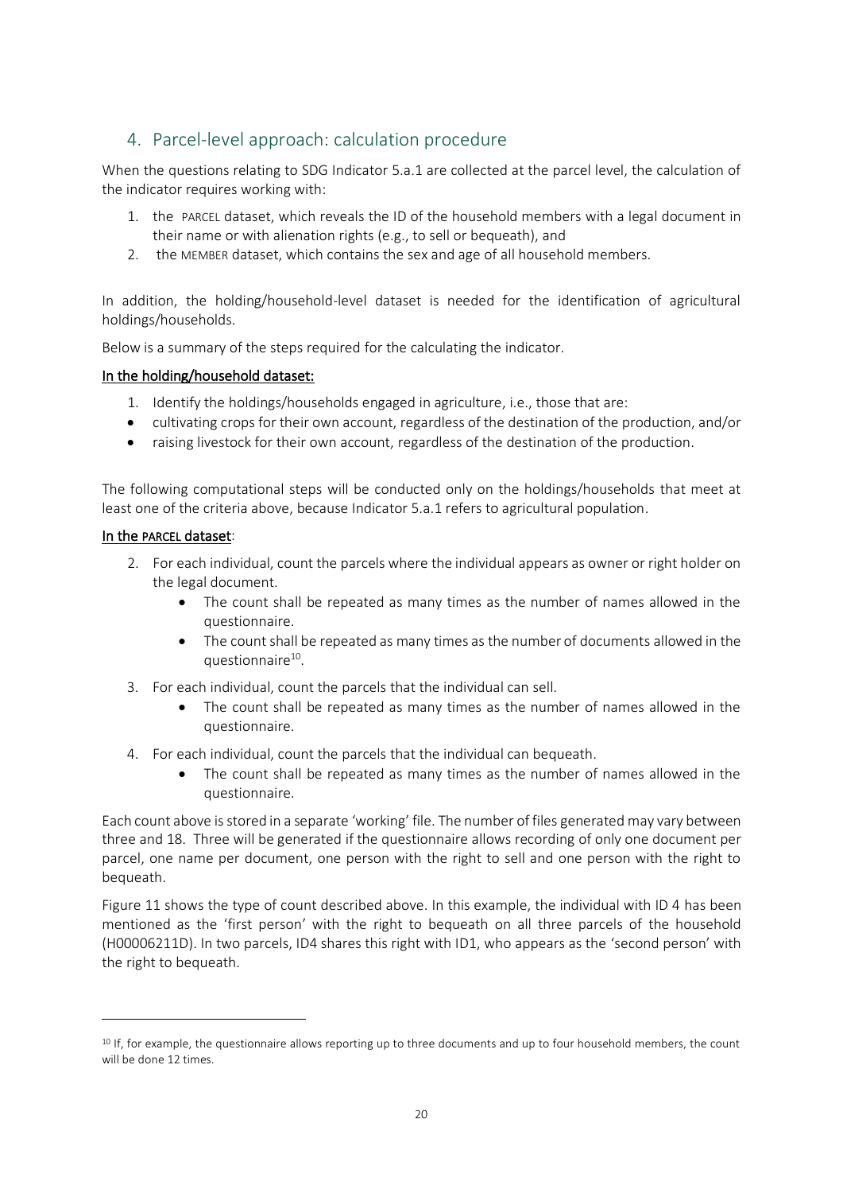## 4. Parcel-level approach: calculation procedure

When the questions relating to SDG Indicator 5.a.1 are collected at the parcel level, the calculation of the indicator requires working with:

1. the PARCEL dataset, which reveals the ID of the household members with a legal document in their name or with alienation rights (e.g., to sell or bequeath), and
2. the MEMBER dataset, which contains the sex and age of all household members.

In addition, the holding/household-level dataset is needed for the identification of agricultural holdings/households.

Below is a summary of the steps required for the calculating the indicator.

**In the holding/household dataset:**

1. Identify the holdings/households engaged in agriculture, i.e., those that are:
   - cultivating crops for their own account, regardless of the destination of the production, and/or
   - raising livestock for their own account, regardless of the destination of the production.

The following computational steps will be conducted only on the holdings/households that meet at least one of the criteria above, because Indicator 5.a.1 refers to agricultural population.

**In the PARCEL dataset:**

2. For each individual, count the parcels where the individual appears as owner or right holder on the legal document.
   - The count shall be repeated as many times as the number of names allowed in the questionnaire.
   - The count shall be repeated as many times as the number of documents allowed in the questionnaire[10].
3. For each individual, count the parcels that the individual can sell.
   - The count shall be repeated as many times as the number of names allowed in the questionnaire.
4. For each individual, count the parcels that the individual can bequeath.
   - The count shall be repeated as many times as the number of names allowed in the questionnaire.

Each count above is stored in a separate 'working' file. The number of files generated may vary between three and 18. Three will be generated if the questionnaire allows recording of only one document per parcel, one name per document, one person with the right to sell and one person with the right to bequeath.

Figure 11 shows the type of count described above. In this example, the individual with ID 4 has been mentioned as the 'first person' with the right to bequeath on all three parcels of the household (H00006211D). In two parcels, ID4 shares this right with ID1, who appears as the 'second person' with the right to bequeath.

---

[10] If, for example, the questionnaire allows reporting up to three documents and up to four household members, the count will be done 12 times.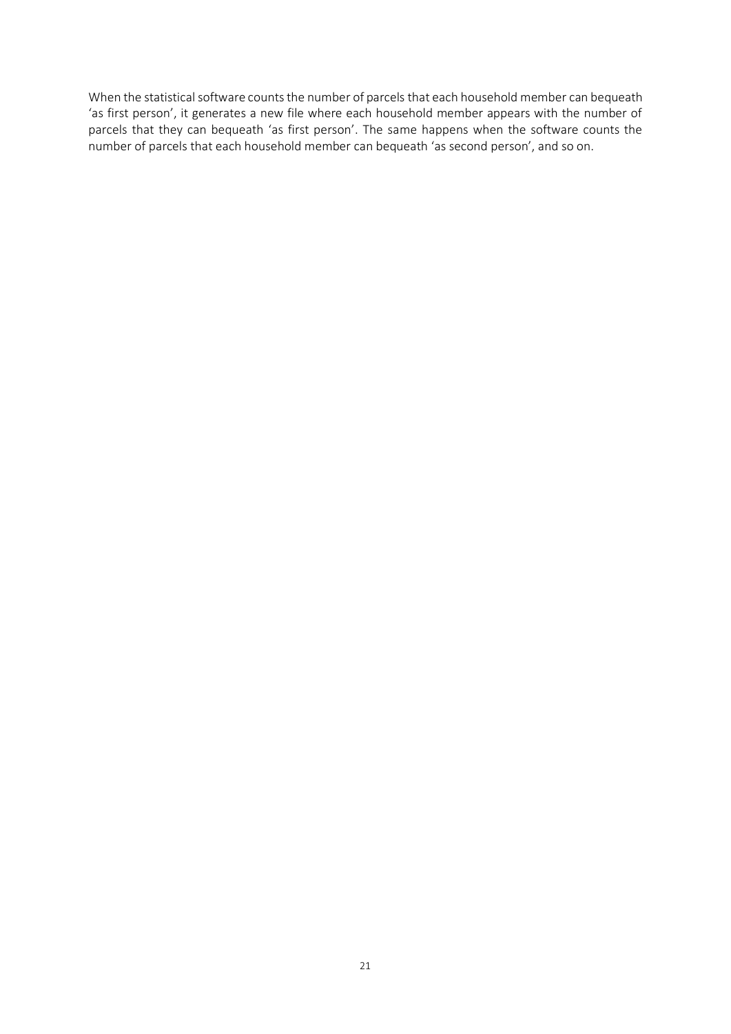When the statistical software counts the number of parcels that each household member can bequeath 'as first person', it generates a new file where each household member appears with the number of parcels that they can bequeath 'as first person'. The same happens when the software counts the number of parcels that each household member can bequeath 'as second person', and so on.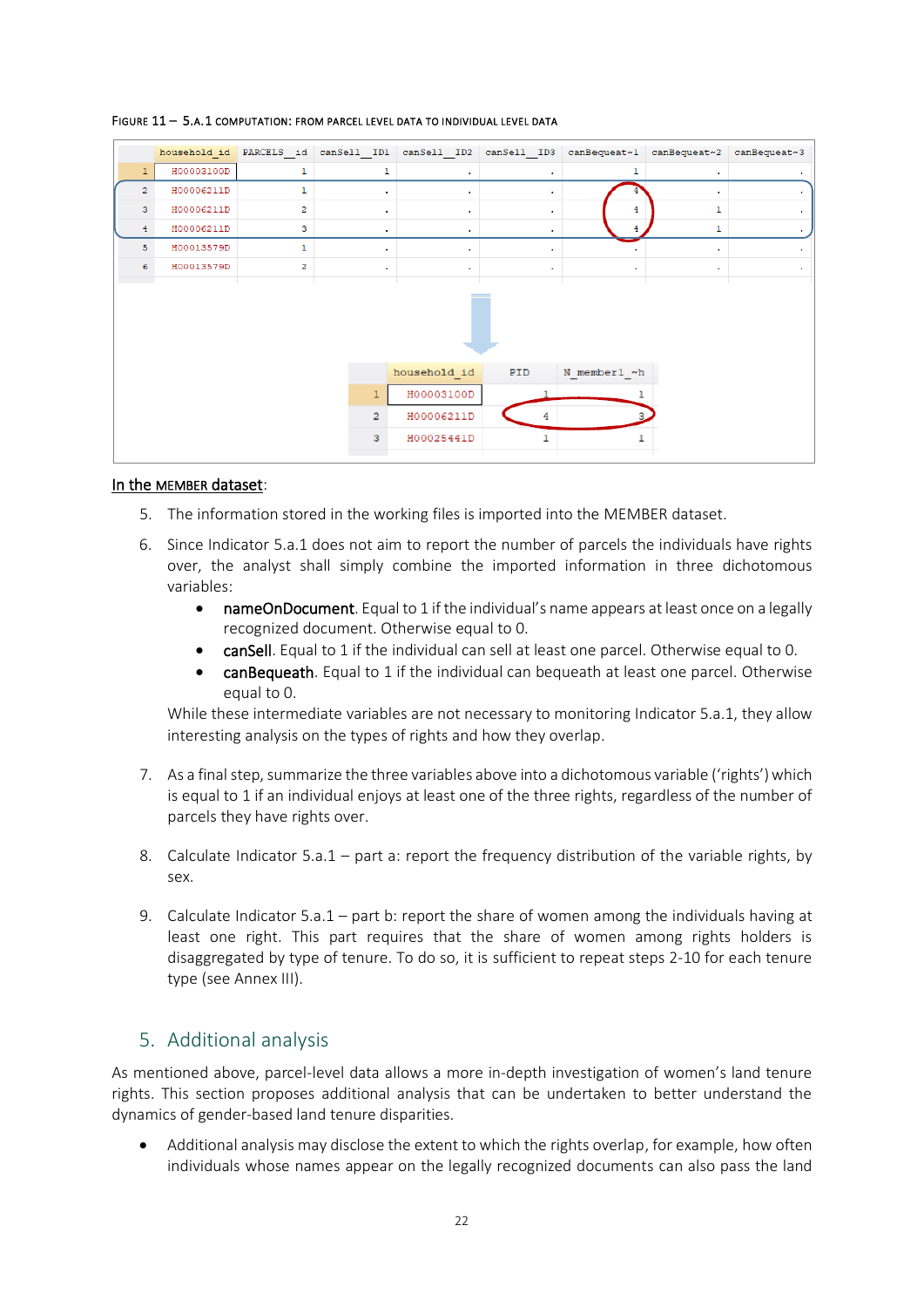FIGURE 11 – 5.A.1 COMPUTATION: FROM PARCEL LEVEL DATA TO INDIVIDUAL LEVEL DATA

| | household_id | PARCELS__id | canSell__ID1 | canSell__ID2 | canSell__ID3 | canBequeat~1 | canBequeat~2 | canBequeat~3 |
|---|---|---|---|---|---|---|---|---|
| 1 | H00003100D | 1 | 1 | . | . | 1 | . | . |
| 2 | H00006211D | 1 | . | . | . | 4 | . | . |
| 3 | H00006211D | 2 | . | . | . | 4 | 1 | . |
| 4 | H00006211D | 3 | . | . | . | 4 | 1 | . |
| 5 | H00013579D | 1 | . | . | . | . | . | . |
| 6 | H00013579D | 2 | . | . | . | . | . | . |

| | household_id | PID | N_member1_~h |
|---|---|---|---|
| 1 | H00003100D | 1 | 1 |
| 2 | H00006211D | 4 | 3 |
| 3 | H00025441D | 1 | 1 |

<u>In the MEMBER dataset</u>:

5. The information stored in the working files is imported into the MEMBER dataset.
6. Since Indicator 5.a.1 does not aim to report the number of parcels the individuals have rights over, the analyst shall simply combine the imported information in three dichotomous variables:
   - nameOnDocument. Equal to 1 if the individual's name appears at least once on a legally recognized document. Otherwise equal to 0.
   - canSell. Equal to 1 if the individual can sell at least one parcel. Otherwise equal to 0.
   - canBequeath. Equal to 1 if the individual can bequeath at least one parcel. Otherwise equal to 0.

   While these intermediate variables are not necessary to monitoring Indicator 5.a.1, they allow interesting analysis on the types of rights and how they overlap.
7. As a final step, summarize the three variables above into a dichotomous variable ('rights') which is equal to 1 if an individual enjoys at least one of the three rights, regardless of the number of parcels they have rights over.
8. Calculate Indicator 5.a.1 – part a: report the frequency distribution of the variable rights, by sex.
9. Calculate Indicator 5.a.1 – part b: report the share of women among the individuals having at least one right. This part requires that the share of women among rights holders is disaggregated by type of tenure. To do so, it is sufficient to repeat steps 2-10 for each tenure type (see Annex III).

## 5. Additional analysis

As mentioned above, parcel-level data allows a more in-depth investigation of women's land tenure rights. This section proposes additional analysis that can be undertaken to better understand the dynamics of gender-based land tenure disparities.

- Additional analysis may disclose the extent to which the rights overlap, for example, how often individuals whose names appear on the legally recognized documents can also pass the land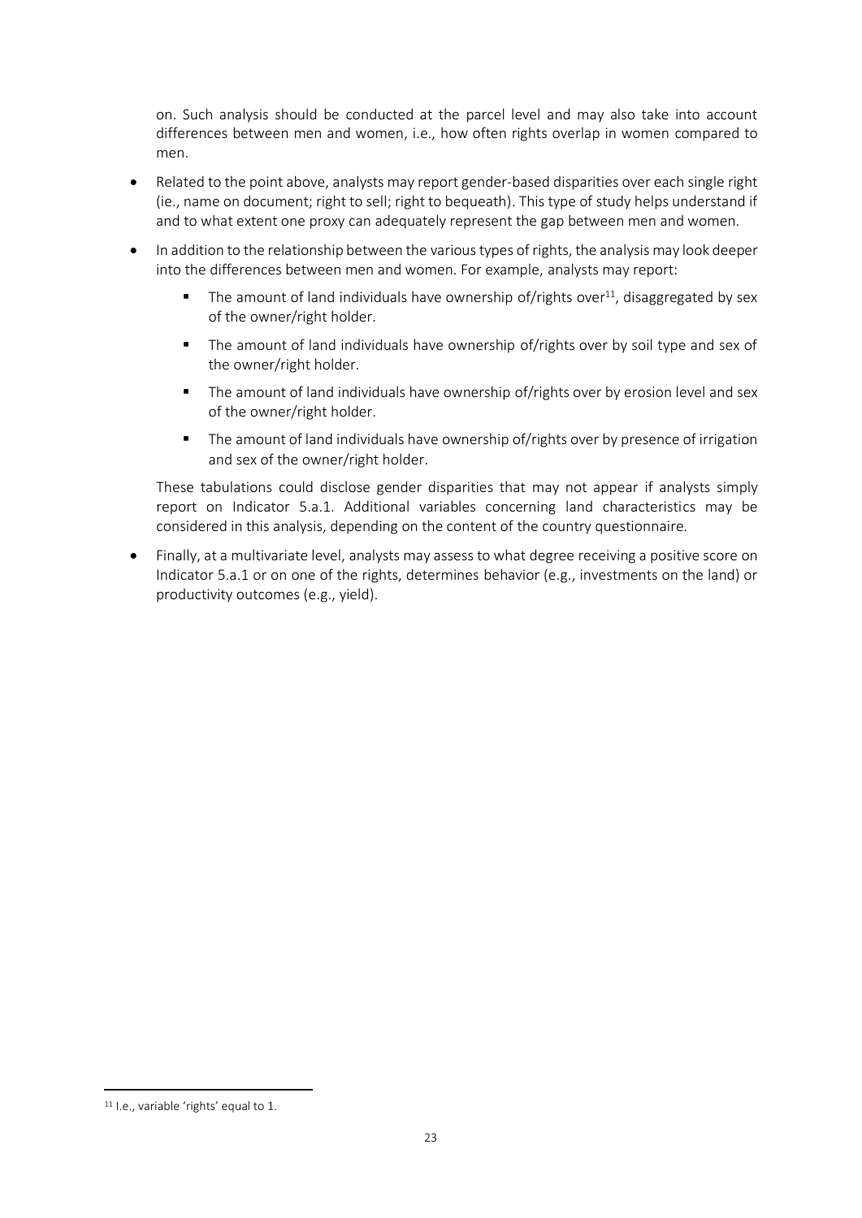on. Such analysis should be conducted at the parcel level and may also take into account differences between men and women, i.e., how often rights overlap in women compared to men.

- Related to the point above, analysts may report gender-based disparities over each single right (ie., name on document; right to sell; right to bequeath). This type of study helps understand if and to what extent one proxy can adequately represent the gap between men and women.
- In addition to the relationship between the various types of rights, the analysis may look deeper into the differences between men and women. For example, analysts may report:
  - The amount of land individuals have ownership of/rights over[11], disaggregated by sex of the owner/right holder.
  - The amount of land individuals have ownership of/rights over by soil type and sex of the owner/right holder.
  - The amount of land individuals have ownership of/rights over by erosion level and sex of the owner/right holder.
  - The amount of land individuals have ownership of/rights over by presence of irrigation and sex of the owner/right holder.

  These tabulations could disclose gender disparities that may not appear if analysts simply report on Indicator 5.a.1. Additional variables concerning land characteristics may be considered in this analysis, depending on the content of the country questionnaire.
- Finally, at a multivariate level, analysts may assess to what degree receiving a positive score on Indicator 5.a.1 or on one of the rights, determines behavior (e.g., investments on the land) or productivity outcomes (e.g., yield).

[11] I.e., variable 'rights' equal to 1.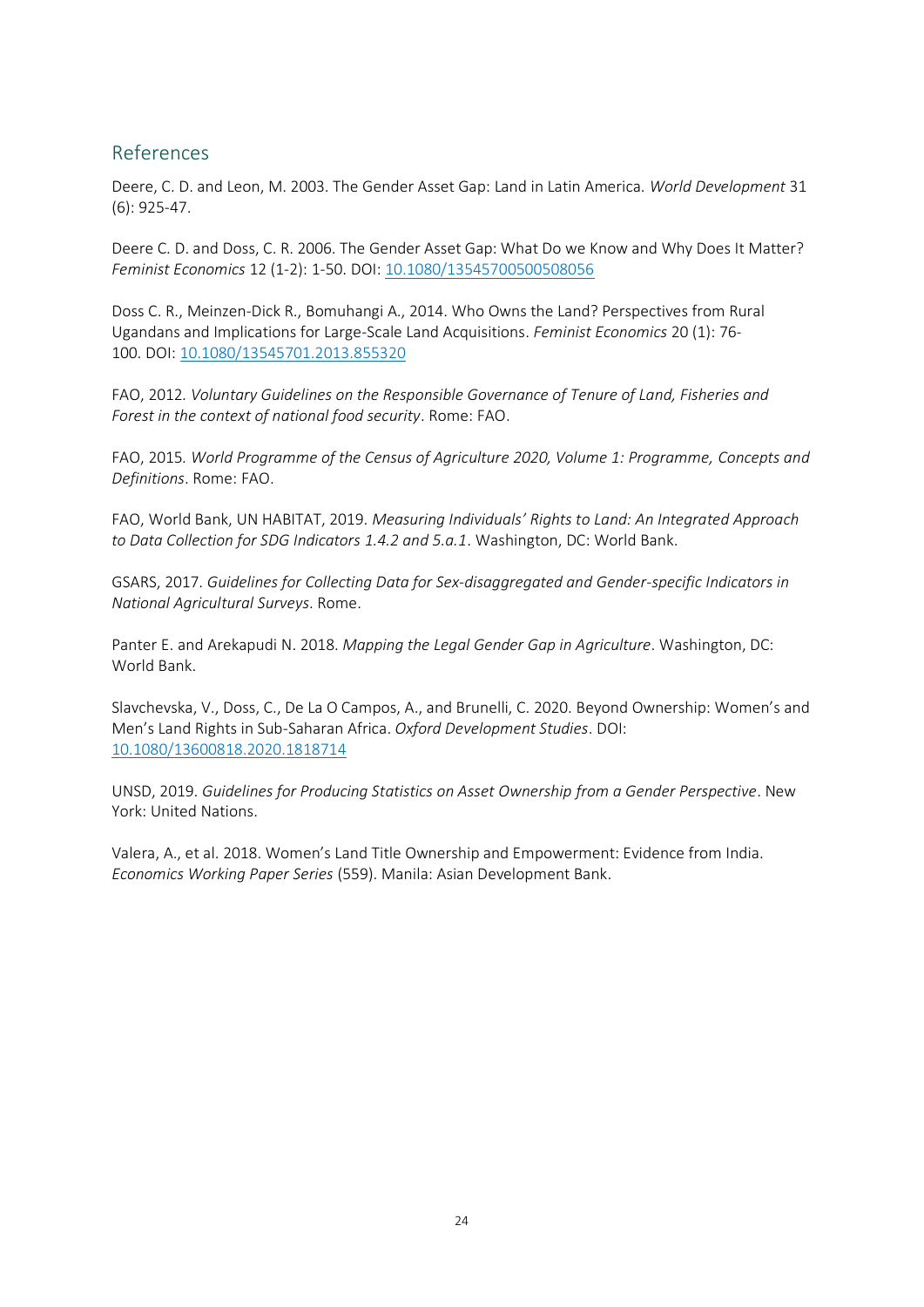## References

Deere, C. D. and Leon, M. 2003. The Gender Asset Gap: Land in Latin America. *World Development* 31 (6): 925-47.

Deere C. D. and Doss, C. R. 2006. The Gender Asset Gap: What Do we Know and Why Does It Matter? *Feminist Economics* 12 (1-2): 1-50. DOI: 10.1080/13545700500508056

Doss C. R., Meinzen-Dick R., Bomuhangi A., 2014. Who Owns the Land? Perspectives from Rural Ugandans and Implications for Large-Scale Land Acquisitions. *Feminist Economics* 20 (1): 76-100. DOI: 10.1080/13545701.2013.855320

FAO, 2012. *Voluntary Guidelines on the Responsible Governance of Tenure of Land, Fisheries and Forest in the context of national food security*. Rome: FAO.

FAO, 2015. *World Programme of the Census of Agriculture 2020, Volume 1: Programme, Concepts and Definitions*. Rome: FAO.

FAO, World Bank, UN HABITAT, 2019. *Measuring Individuals' Rights to Land: An Integrated Approach to Data Collection for SDG Indicators 1.4.2 and 5.a.1*. Washington, DC: World Bank.

GSARS, 2017. *Guidelines for Collecting Data for Sex-disaggregated and Gender-specific Indicators in National Agricultural Surveys*. Rome.

Panter E. and Arekapudi N. 2018. *Mapping the Legal Gender Gap in Agriculture*. Washington, DC: World Bank.

Slavchevska, V., Doss, C., De La O Campos, A., and Brunelli, C. 2020. Beyond Ownership: Women's and Men's Land Rights in Sub-Saharan Africa. *Oxford Development Studies*. DOI: 10.1080/13600818.2020.1818714

UNSD, 2019. *Guidelines for Producing Statistics on Asset Ownership from a Gender Perspective*. New York: United Nations.

Valera, A., et al. 2018. Women's Land Title Ownership and Empowerment: Evidence from India. *Economics Working Paper Series* (559). Manila: Asian Development Bank.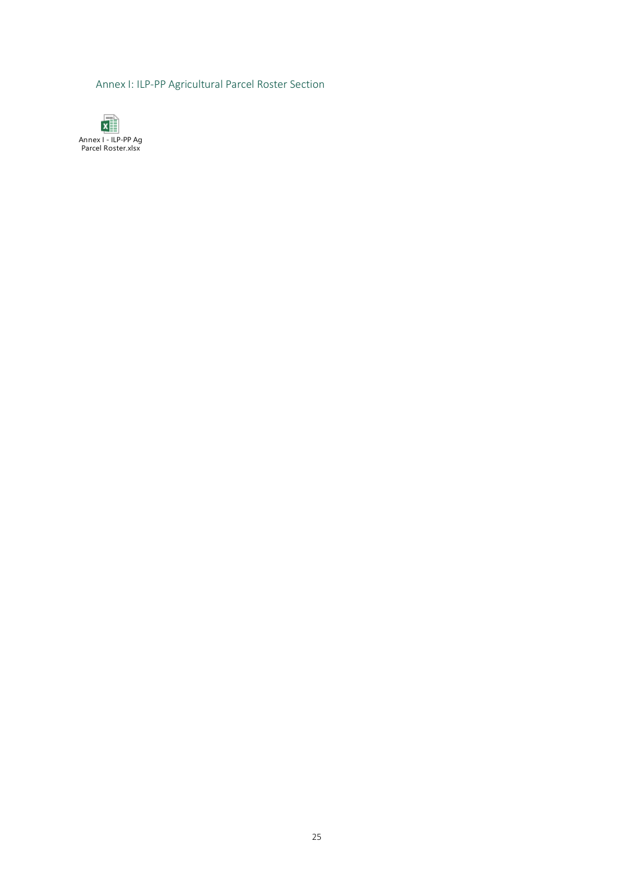## Annex I: ILP-PP Agricultural Parcel Roster Section

Annex I - ILP-PP Ag Parcel Roster.xlsx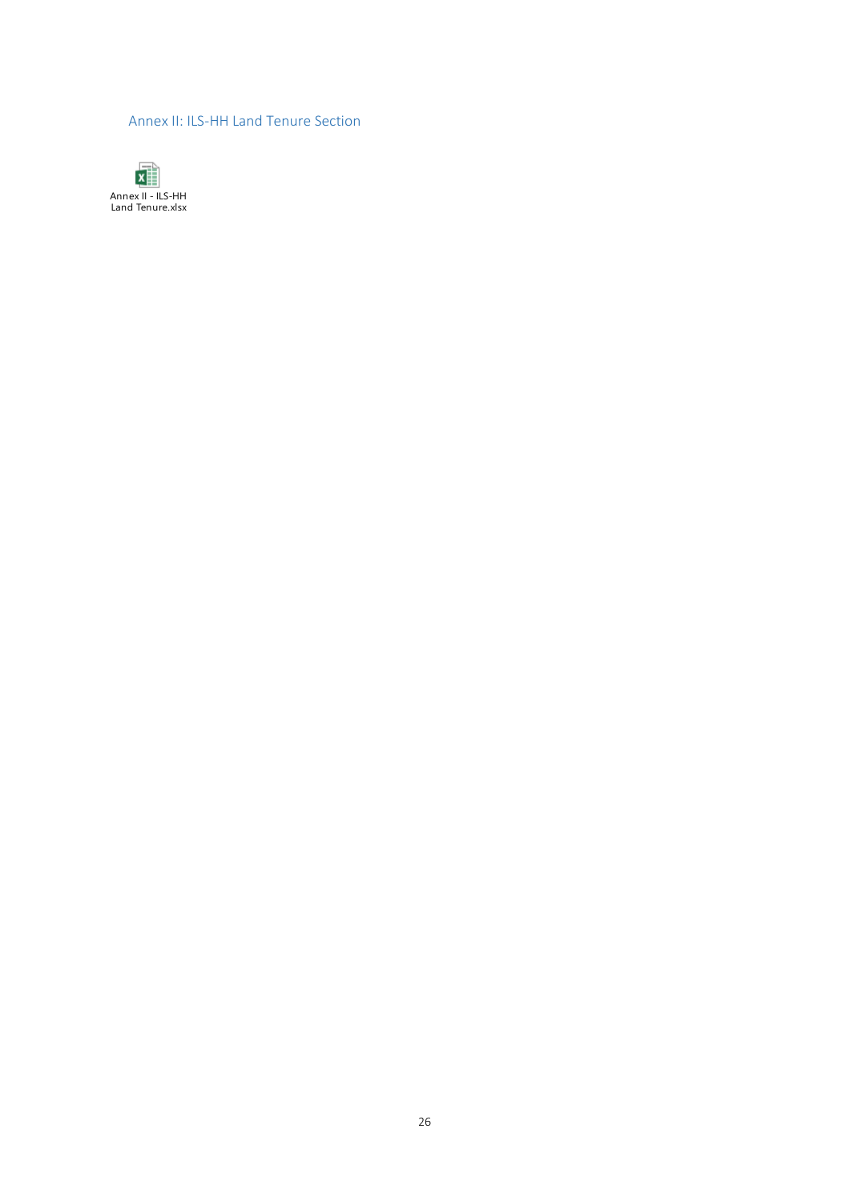## Annex II: ILS-HH Land Tenure Section

Annex II - ILS-HH Land Tenure.xlsx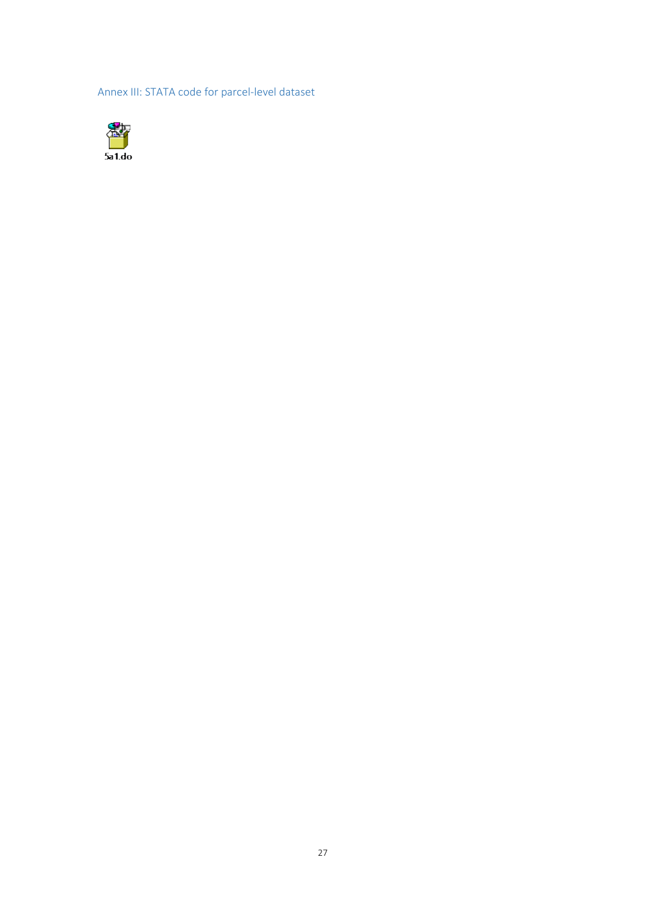## Annex III: STATA code for parcel-level dataset

5a1.do